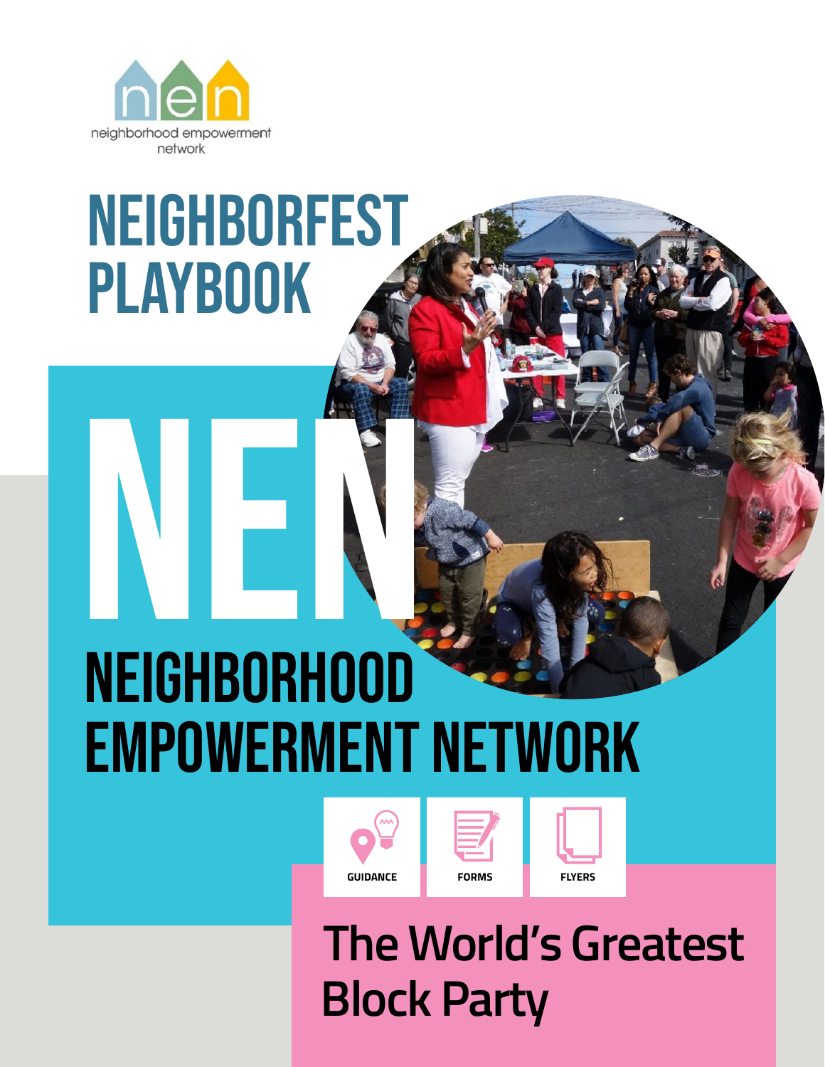nen

neighborhood empowerment network

# NEIGHBORFEST PLAYBOOK

# NEN

## NEIGHBORHOOD EMPOWERMENT NETWORK

GUIDANCE

FORMS

FLYERS

## The World's Greatest Block Party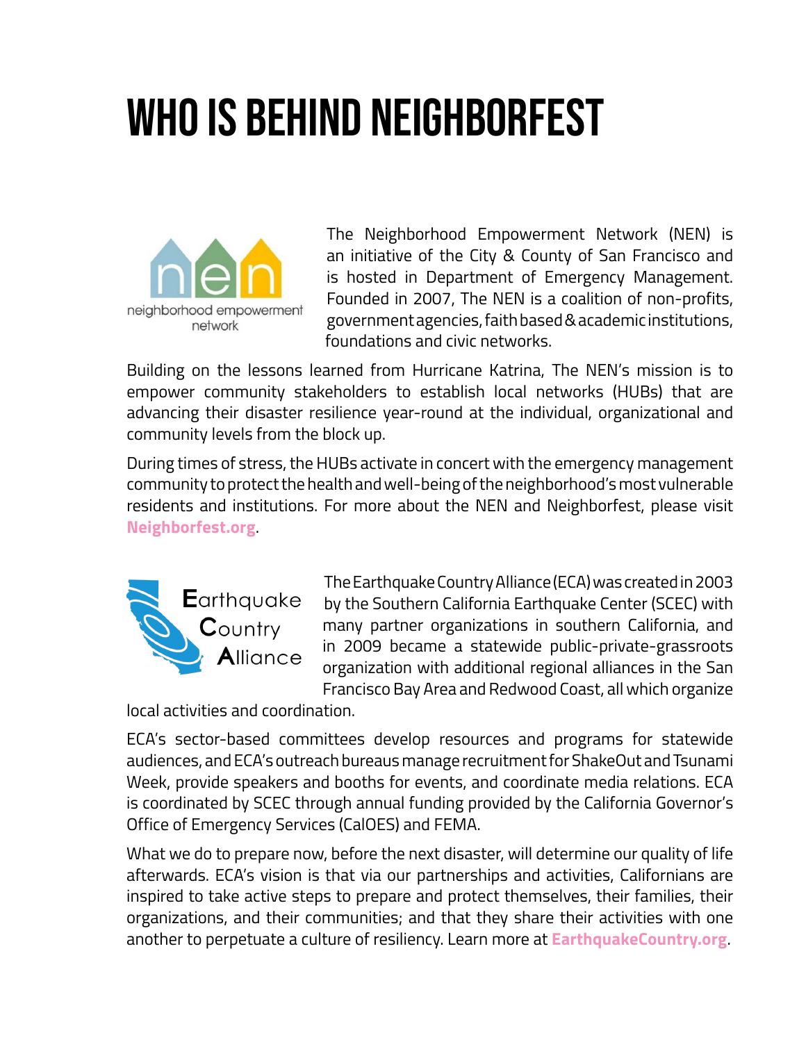# WHO IS BEHIND NEIGHBORFEST

The Neighborhood Empowerment Network (NEN) is an initiative of the City & County of San Francisco and is hosted in Department of Emergency Management. Founded in 2007, The NEN is a coalition of non-profits, government agencies, faith based & academic institutions, foundations and civic networks.

Building on the lessons learned from Hurricane Katrina, The NEN's mission is to empower community stakeholders to establish local networks (HUBs) that are advancing their disaster resilience year-round at the individual, organizational and community levels from the block up.

During times of stress, the HUBs activate in concert with the emergency management community to protect the health and well-being of the neighborhood's most vulnerable residents and institutions. For more about the NEN and Neighborfest, please visit **Neighborfest.org**.

The Earthquake Country Alliance (ECA) was created in 2003 by the Southern California Earthquake Center (SCEC) with many partner organizations in southern California, and in 2009 became a statewide public-private-grassroots organization with additional regional alliances in the San Francisco Bay Area and Redwood Coast, all which organize local activities and coordination.

ECA's sector-based committees develop resources and programs for statewide audiences, and ECA's outreach bureaus manage recruitment for ShakeOut and Tsunami Week, provide speakers and booths for events, and coordinate media relations. ECA is coordinated by SCEC through annual funding provided by the California Governor's Office of Emergency Services (CalOES) and FEMA.

What we do to prepare now, before the next disaster, will determine our quality of life afterwards. ECA's vision is that via our partnerships and activities, Californians are inspired to take active steps to prepare and protect themselves, their families, their organizations, and their communities; and that they share their activities with one another to perpetuate a culture of resiliency. Learn more at **EarthquakeCountry.org**.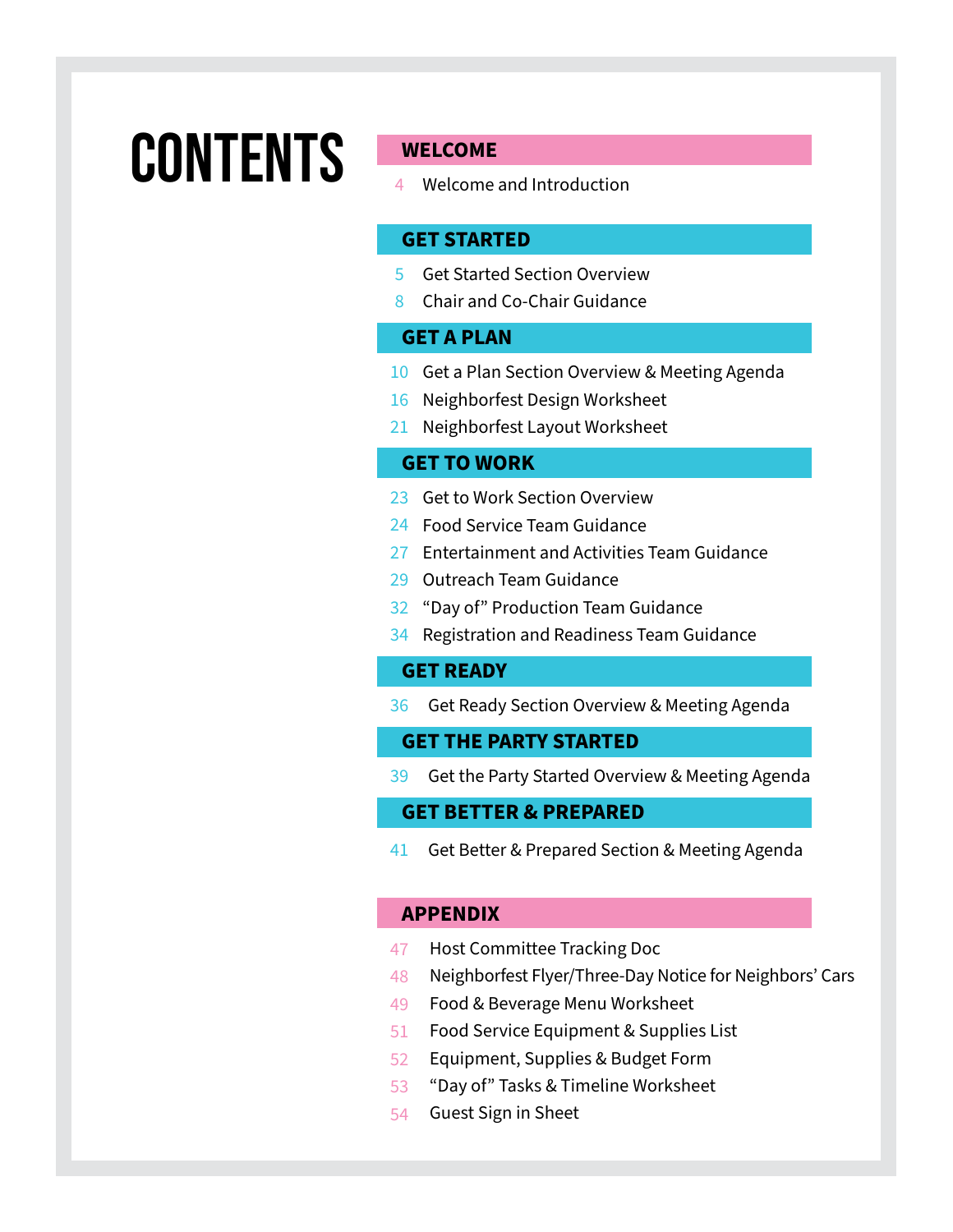# CONTENTS

## WELCOME

4 Welcome and Introduction

## GET STARTED

5 Get Started Section Overview

8 Chair and Co-Chair Guidance

## GET A PLAN

10 Get a Plan Section Overview & Meeting Agenda

16 Neighborfest Design Worksheet

21 Neighborfest Layout Worksheet

## GET TO WORK

23 Get to Work Section Overview

24 Food Service Team Guidance

27 Entertainment and Activities Team Guidance

29 Outreach Team Guidance

32 "Day of" Production Team Guidance

34 Registration and Readiness Team Guidance

## GET READY

36 Get Ready Section Overview & Meeting Agenda

## GET THE PARTY STARTED

39 Get the Party Started Overview & Meeting Agenda

## GET BETTER & PREPARED

41 Get Better & Prepared Section & Meeting Agenda

## APPENDIX

47 Host Committee Tracking Doc

48 Neighborfest Flyer/Three-Day Notice for Neighbors' Cars

49 Food & Beverage Menu Worksheet

51 Food Service Equipment & Supplies List

52 Equipment, Supplies & Budget Form

53 "Day of" Tasks & Timeline Worksheet

54 Guest Sign in Sheet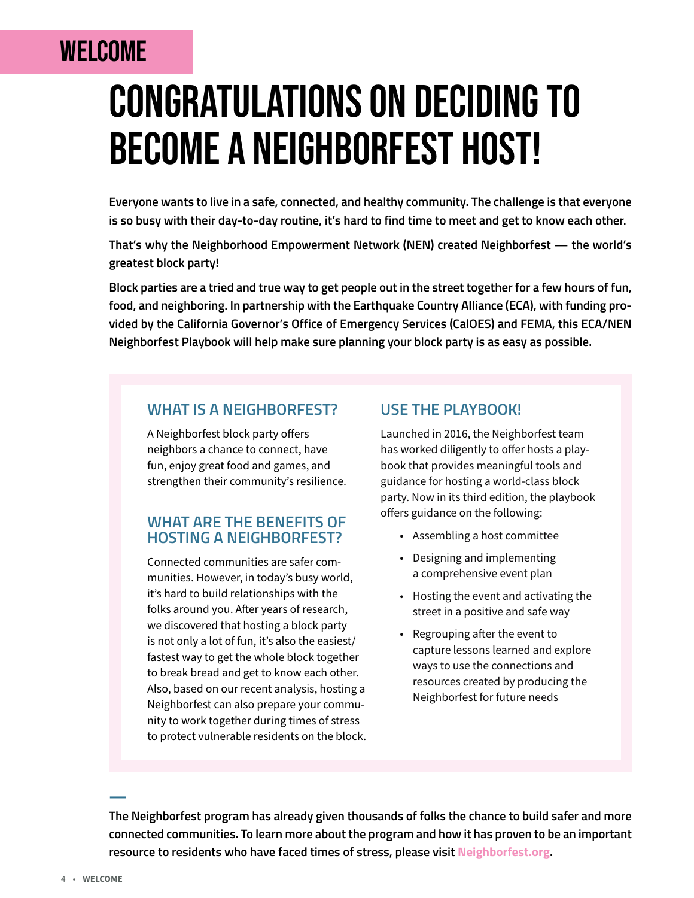## WELCOME

# CONGRATULATIONS ON DECIDING TO BECOME A NEIGHBORFEST HOST!

**Everyone wants to live in a safe, connected, and healthy community. The challenge is that everyone is so busy with their day-to-day routine, it's hard to find time to meet and get to know each other.**

**That's why the Neighborhood Empowerment Network (NEN) created Neighborfest — the world's greatest block party!**

**Block parties are a tried and true way to get people out in the street together for a few hours of fun, food, and neighboring. In partnership with the Earthquake Country Alliance (ECA), with funding provided by the California Governor's Office of Emergency Services (CalOES) and FEMA, this ECA/NEN Neighborfest Playbook will help make sure planning your block party is as easy as possible.**

### WHAT IS A NEIGHBORFEST?

A Neighborfest block party offers neighbors a chance to connect, have fun, enjoy great food and games, and strengthen their community's resilience.

### WHAT ARE THE BENEFITS OF HOSTING A NEIGHBORFEST?

Connected communities are safer communities. However, in today's busy world, it's hard to build relationships with the folks around you. After years of research, we discovered that hosting a block party is not only a lot of fun, it's also the easiest/fastest way to get the whole block together to break bread and get to know each other. Also, based on our recent analysis, hosting a Neighborfest can also prepare your community to work together during times of stress to protect vulnerable residents on the block.

### USE THE PLAYBOOK!

Launched in 2016, the Neighborfest team has worked diligently to offer hosts a playbook that provides meaningful tools and guidance for hosting a world-class block party. Now in its third edition, the playbook offers guidance on the following:

- Assembling a host committee
- Designing and implementing a comprehensive event plan
- Hosting the event and activating the street in a positive and safe way
- Regrouping after the event to capture lessons learned and explore ways to use the connections and resources created by producing the Neighborfest for future needs

**The Neighborfest program has already given thousands of folks the chance to build safer and more connected communities. To learn more about the program and how it has proven to be an important resource to residents who have faced times of stress, please visit Neighborfest.org.**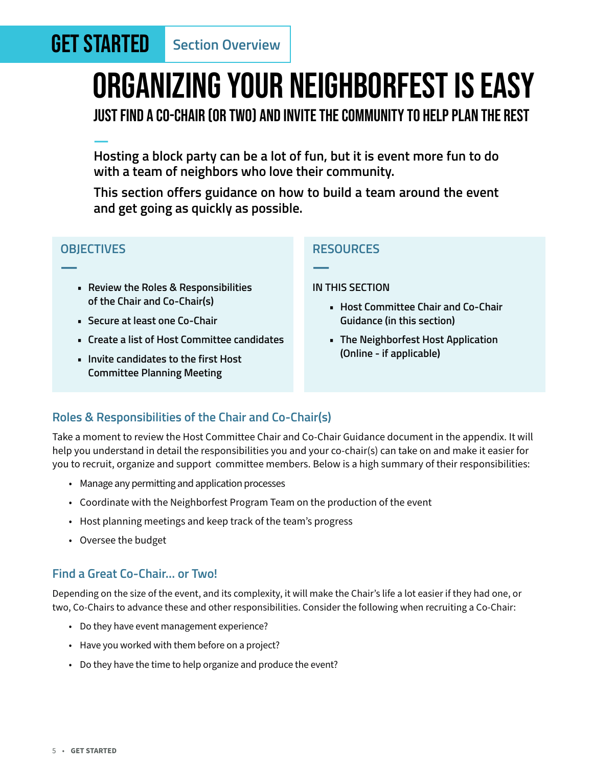GET STARTED | Section Overview

# ORGANIZING YOUR NEIGHBORFEST IS EASY

## JUST FIND A CO-CHAIR (OR TWO) AND INVITE THE COMMUNITY TO HELP PLAN THE REST

**Hosting a block party can be a lot of fun, but it is event more fun to do with a team of neighbors who love their community.**

**This section offers guidance on how to build a team around the event and get going as quickly as possible.**

### OBJECTIVES

- Review the Roles & Responsibilities of the Chair and Co-Chair(s)
- Secure at least one Co-Chair
- Create a list of Host Committee candidates
- Invite candidates to the first Host Committee Planning Meeting

### RESOURCES

IN THIS SECTION

- Host Committee Chair and Co-Chair Guidance (in this section)
- The Neighborfest Host Application (Online - if applicable)

### Roles & Responsibilities of the Chair and Co-Chair(s)

Take a moment to review the Host Committee Chair and Co-Chair Guidance document in the appendix. It will help you understand in detail the responsibilities you and your co-chair(s) can take on and make it easier for you to recruit, organize and support committee members. Below is a high summary of their responsibilities:

- Manage any permitting and application processes
- Coordinate with the Neighborfest Program Team on the production of the event
- Host planning meetings and keep track of the team's progress
- Oversee the budget

### Find a Great Co-Chair… or Two!

Depending on the size of the event, and its complexity, it will make the Chair's life a lot easier if they had one, or two, Co-Chairs to advance these and other responsibilities. Consider the following when recruiting a Co-Chair:

- Do they have event management experience?
- Have you worked with them before on a project?
- Do they have the time to help organize and produce the event?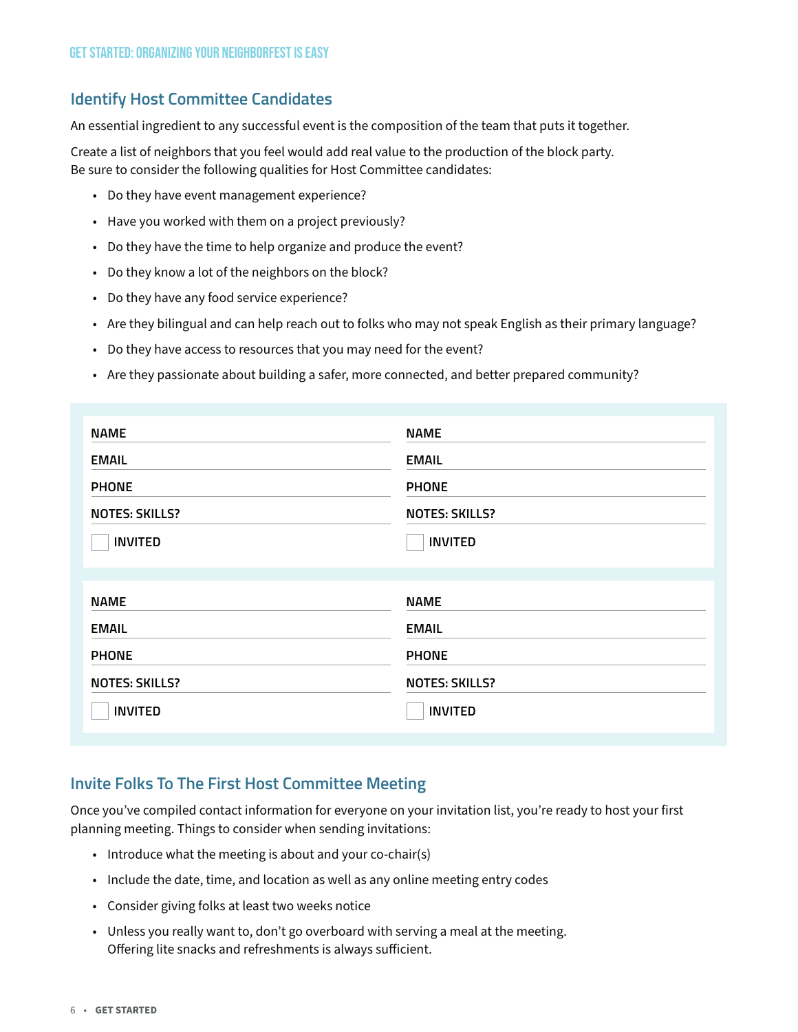## Identify Host Committee Candidates

An essential ingredient to any successful event is the composition of the team that puts it together.

Create a list of neighbors that you feel would add real value to the production of the block party. Be sure to consider the following qualities for Host Committee candidates:

- Do they have event management experience?
- Have you worked with them on a project previously?
- Do they have the time to help organize and produce the event?
- Do they know a lot of the neighbors on the block?
- Do they have any food service experience?
- Are they bilingual and can help reach out to folks who may not speak English as their primary language?
- Do they have access to resources that you may need for the event?
- Are they passionate about building a safer, more connected, and better prepared community?

| | |
|---|---|
| NAME | NAME |
| EMAIL | EMAIL |
| PHONE | PHONE |
| NOTES: SKILLS? | NOTES: SKILLS? |
| ☐ INVITED | ☐ INVITED |

| | |
|---|---|
| NAME | NAME |
| EMAIL | EMAIL |
| PHONE | PHONE |
| NOTES: SKILLS? | NOTES: SKILLS? |
| ☐ INVITED | ☐ INVITED |

## Invite Folks To The First Host Committee Meeting

Once you've compiled contact information for everyone on your invitation list, you're ready to host your first planning meeting. Things to consider when sending invitations:

- Introduce what the meeting is about and your co-chair(s)
- Include the date, time, and location as well as any online meeting entry codes
- Consider giving folks at least two weeks notice
- Unless you really want to, don't go overboard with serving a meal at the meeting. Offering lite snacks and refreshments is always sufficient.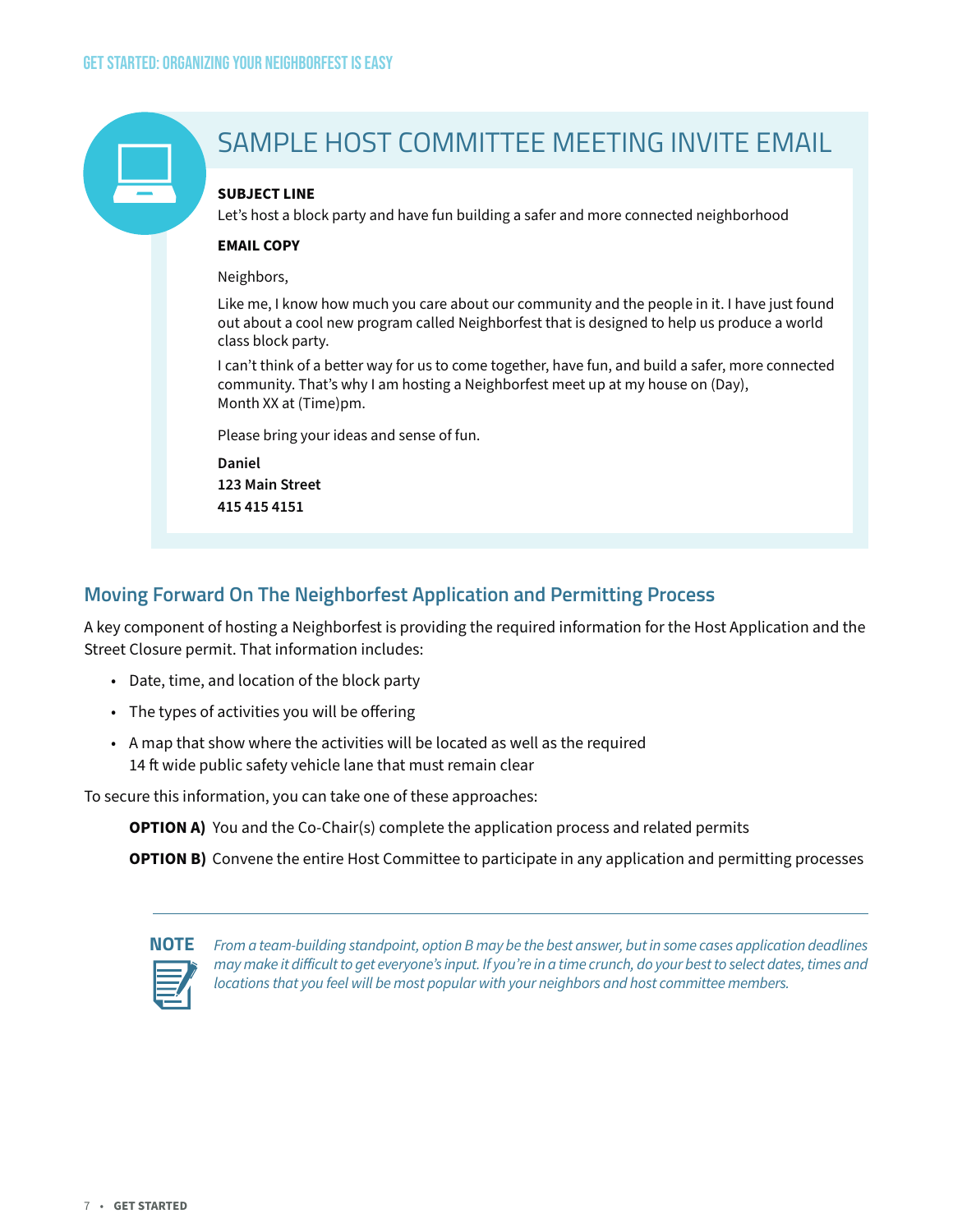## SAMPLE HOST COMMITTEE MEETING INVITE EMAIL

**SUBJECT LINE**

Let's host a block party and have fun building a safer and more connected neighborhood

**EMAIL COPY**

Neighbors,

Like me, I know how much you care about our community and the people in it. I have just found out about a cool new program called Neighborfest that is designed to help us produce a world class block party.

I can't think of a better way for us to come together, have fun, and build a safer, more connected community. That's why I am hosting a Neighborfest meet up at my house on (Day), Month XX at (Time)pm.

Please bring your ideas and sense of fun.

**Daniel**
**123 Main Street**
**415 415 4151**

## Moving Forward On The Neighborfest Application and Permitting Process

A key component of hosting a Neighborfest is providing the required information for the Host Application and the Street Closure permit. That information includes:

- Date, time, and location of the block party
- The types of activities you will be offering
- A map that show where the activities will be located as well as the required 14 ft wide public safety vehicle lane that must remain clear

To secure this information, you can take one of these approaches:

**OPTION A)** You and the Co-Chair(s) complete the application process and related permits

**OPTION B)** Convene the entire Host Committee to participate in any application and permitting processes

**NOTE** *From a team-building standpoint, option B may be the best answer, but in some cases application deadlines may make it difficult to get everyone's input. If you're in a time crunch, do your best to select dates, times and locations that you feel will be most popular with your neighbors and host committee members.*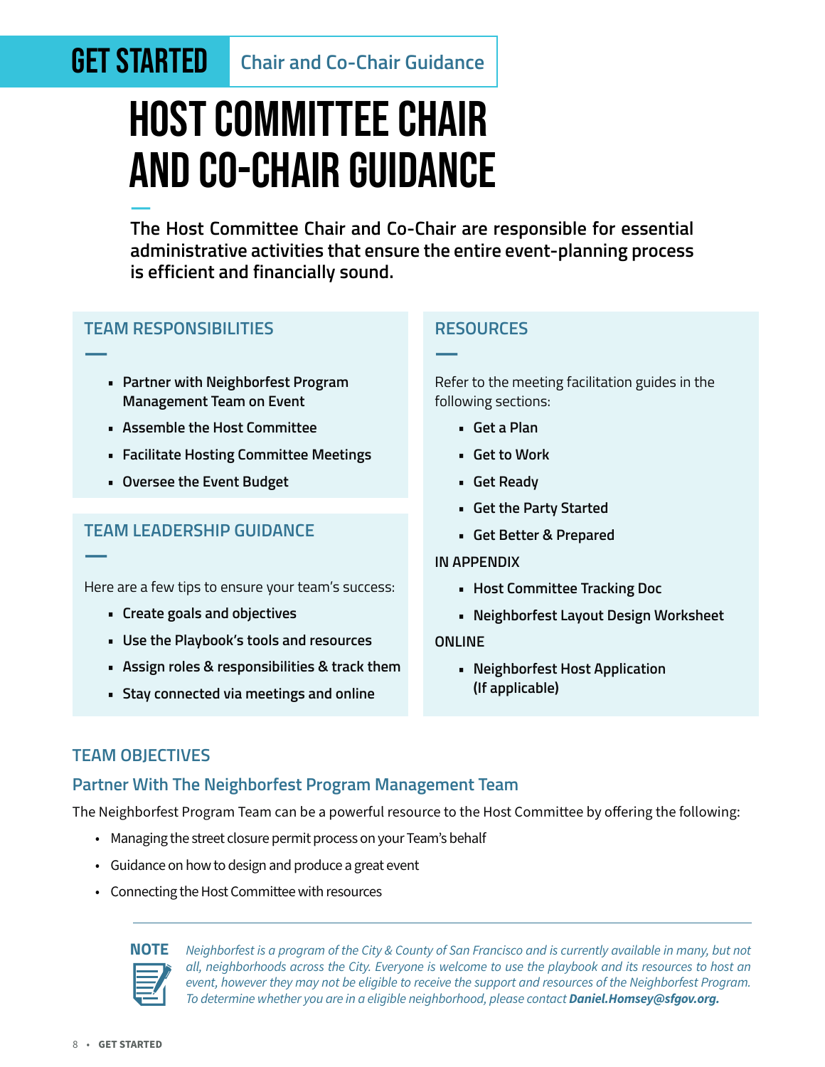GET STARTED | Chair and Co-Chair Guidance

# HOST COMMITTEE CHAIR AND CO-CHAIR GUIDANCE

**The Host Committee Chair and Co-Chair are responsible for essential administrative activities that ensure the entire event-planning process is efficient and financially sound.**

## TEAM RESPONSIBILITIES

- **Partner with Neighborfest Program Management Team on Event**
- **Assemble the Host Committee**
- **Facilitate Hosting Committee Meetings**
- **Oversee the Event Budget**

## TEAM LEADERSHIP GUIDANCE

Here are a few tips to ensure your team's success:

- **Create goals and objectives**
- **Use the Playbook's tools and resources**
- **Assign roles & responsibilities & track them**
- **Stay connected via meetings and online**

## RESOURCES

Refer to the meeting facilitation guides in the following sections:

- **Get a Plan**
- **Get to Work**
- **Get Ready**
- **Get the Party Started**
- **Get Better & Prepared**

**IN APPENDIX**

- **Host Committee Tracking Doc**
- **Neighborfest Layout Design Worksheet**

**ONLINE**

- **Neighborfest Host Application (If applicable)**

## TEAM OBJECTIVES

### Partner With The Neighborfest Program Management Team

The Neighborfest Program Team can be a powerful resource to the Host Committee by offering the following:

- Managing the street closure permit process on your Team's behalf
- Guidance on how to design and produce a great event
- Connecting the Host Committee with resources

**NOTE** *Neighborfest is a program of the City & County of San Francisco and is currently available in many, but not all, neighborhoods across the City. Everyone is welcome to use the playbook and its resources to host an event, however they may not be eligible to receive the support and resources of the Neighborfest Program. To determine whether you are in a eligible neighborhood, please contact* ***Daniel.Homsey@sfgov.org.***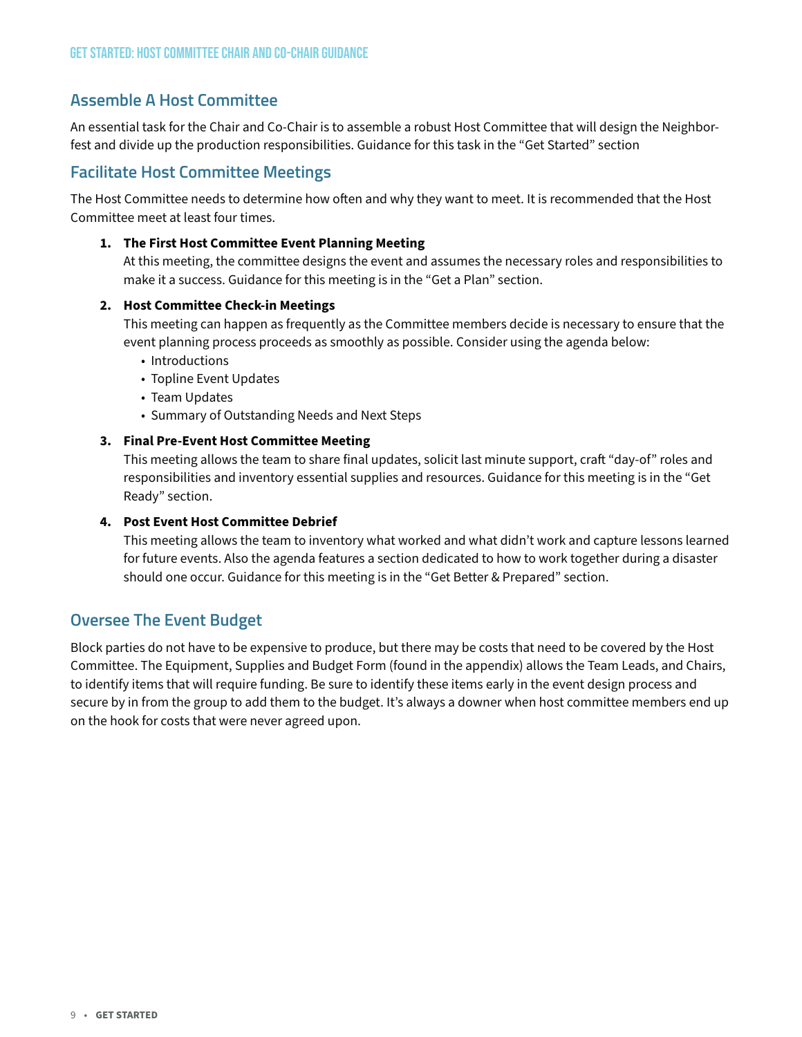## Assemble A Host Committee

An essential task for the Chair and Co-Chair is to assemble a robust Host Committee that will design the Neighborfest and divide up the production responsibilities. Guidance for this task in the "Get Started" section

## Facilitate Host Committee Meetings

The Host Committee needs to determine how often and why they want to meet. It is recommended that the Host Committee meet at least four times.

1. **The First Host Committee Event Planning Meeting**
   At this meeting, the committee designs the event and assumes the necessary roles and responsibilities to make it a success. Guidance for this meeting is in the "Get a Plan" section.

2. **Host Committee Check-in Meetings**
   This meeting can happen as frequently as the Committee members decide is necessary to ensure that the event planning process proceeds as smoothly as possible. Consider using the agenda below:
   - Introductions
   - Topline Event Updates
   - Team Updates
   - Summary of Outstanding Needs and Next Steps

3. **Final Pre-Event Host Committee Meeting**
   This meeting allows the team to share final updates, solicit last minute support, craft "day-of" roles and responsibilities and inventory essential supplies and resources. Guidance for this meeting is in the "Get Ready" section.

4. **Post Event Host Committee Debrief**
   This meeting allows the team to inventory what worked and what didn't work and capture lessons learned for future events. Also the agenda features a section dedicated to how to work together during a disaster should one occur. Guidance for this meeting is in the "Get Better & Prepared" section.

## Oversee The Event Budget

Block parties do not have to be expensive to produce, but there may be costs that need to be covered by the Host Committee. The Equipment, Supplies and Budget Form (found in the appendix) allows the Team Leads, and Chairs, to identify items that will require funding. Be sure to identify these items early in the event design process and secure by in from the group to add them to the budget. It's always a downer when host committee members end up on the hook for costs that were never agreed upon.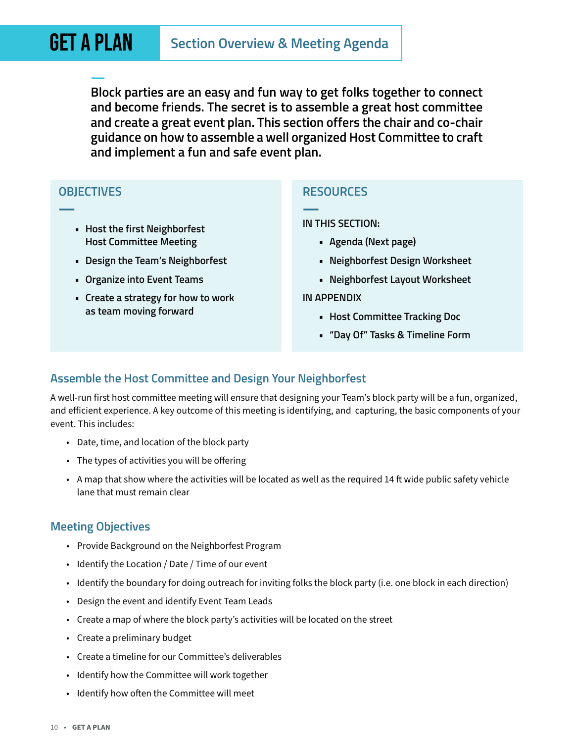# GET A PLAN

## Section Overview & Meeting Agenda

**Block parties are an easy and fun way to get folks together to connect and become friends. The secret is to assemble a great host committee and create a great event plan. This section offers the chair and co-chair guidance on how to assemble a well organized Host Committee to craft and implement a fun and safe event plan.**

### OBJECTIVES

- Host the first Neighborfest Host Committee Meeting
- Design the Team's Neighborfest
- Organize into Event Teams
- Create a strategy for how to work as team moving forward

### RESOURCES

**IN THIS SECTION:**

- Agenda (Next page)
- Neighborfest Design Worksheet
- Neighborfest Layout Worksheet

**IN APPENDIX**

- Host Committee Tracking Doc
- "Day Of" Tasks & Timeline Form

### Assemble the Host Committee and Design Your Neighborfest

A well-run first host committee meeting will ensure that designing your Team's block party will be a fun, organized, and efficient experience. A key outcome of this meeting is identifying, and capturing, the basic components of your event. This includes:

- Date, time, and location of the block party
- The types of activities you will be offering
- A map that show where the activities will be located as well as the required 14 ft wide public safety vehicle lane that must remain clear

### Meeting Objectives

- Provide Background on the Neighborfest Program
- Identify the Location / Date / Time of our event
- Identify the boundary for doing outreach for inviting folks the block party (i.e. one block in each direction)
- Design the event and identify Event Team Leads
- Create a map of where the block party's activities will be located on the street
- Create a preliminary budget
- Create a timeline for our Committee's deliverables
- Identify how the Committee will work together
- Identify how often the Committee will meet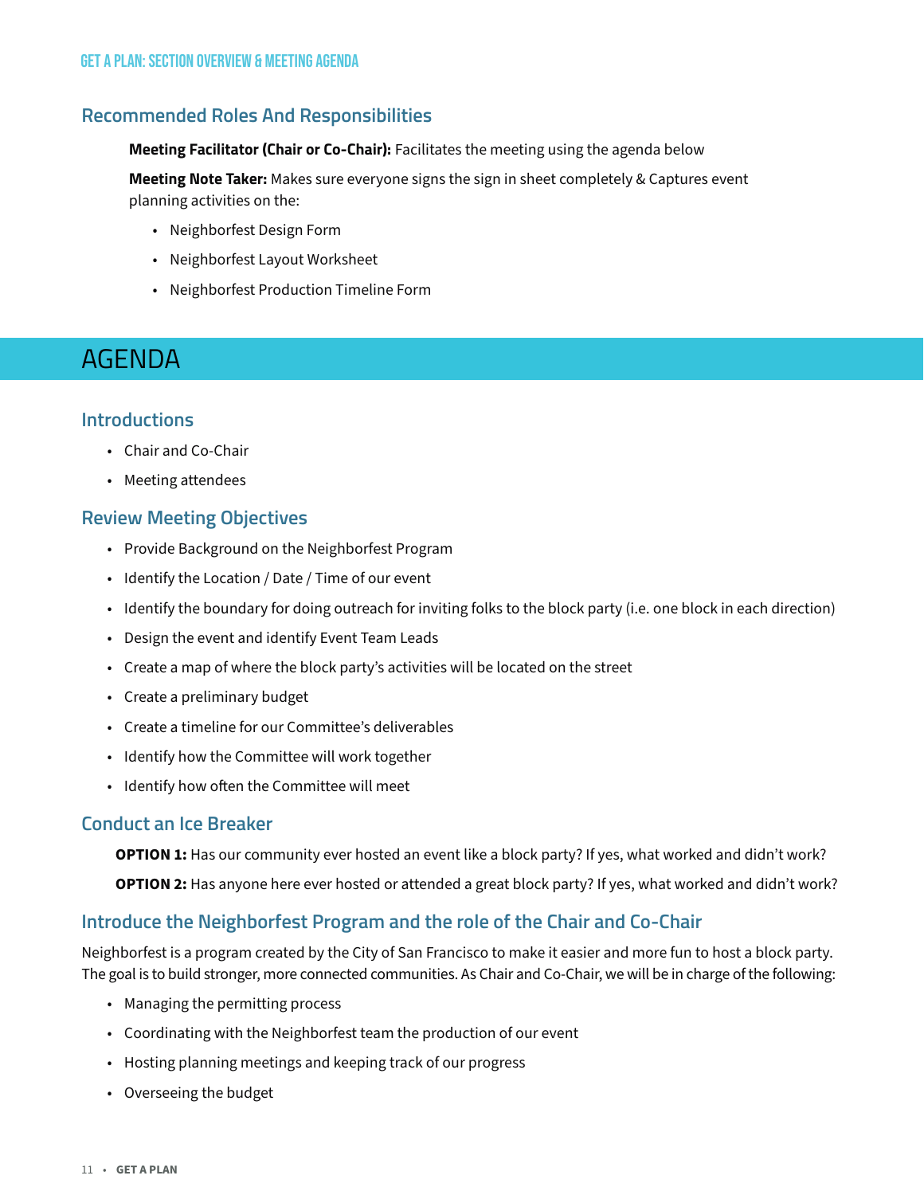## Recommended Roles And Responsibilities

**Meeting Facilitator (Chair or Co-Chair):** Facilitates the meeting using the agenda below

**Meeting Note Taker:** Makes sure everyone signs the sign in sheet completely & Captures event planning activities on the:

- Neighborfest Design Form
- Neighborfest Layout Worksheet
- Neighborfest Production Timeline Form

# AGENDA

## Introductions

- Chair and Co-Chair
- Meeting attendees

## Review Meeting Objectives

- Provide Background on the Neighborfest Program
- Identify the Location / Date / Time of our event
- Identify the boundary for doing outreach for inviting folks to the block party (i.e. one block in each direction)
- Design the event and identify Event Team Leads
- Create a map of where the block party's activities will be located on the street
- Create a preliminary budget
- Create a timeline for our Committee's deliverables
- Identify how the Committee will work together
- Identify how often the Committee will meet

## Conduct an Ice Breaker

**OPTION 1:** Has our community ever hosted an event like a block party? If yes, what worked and didn't work?

**OPTION 2:** Has anyone here ever hosted or attended a great block party? If yes, what worked and didn't work?

## Introduce the Neighborfest Program and the role of the Chair and Co-Chair

Neighborfest is a program created by the City of San Francisco to make it easier and more fun to host a block party. The goal is to build stronger, more connected communities. As Chair and Co-Chair, we will be in charge of the following:

- Managing the permitting process
- Coordinating with the Neighborfest team the production of our event
- Hosting planning meetings and keeping track of our progress
- Overseeing the budget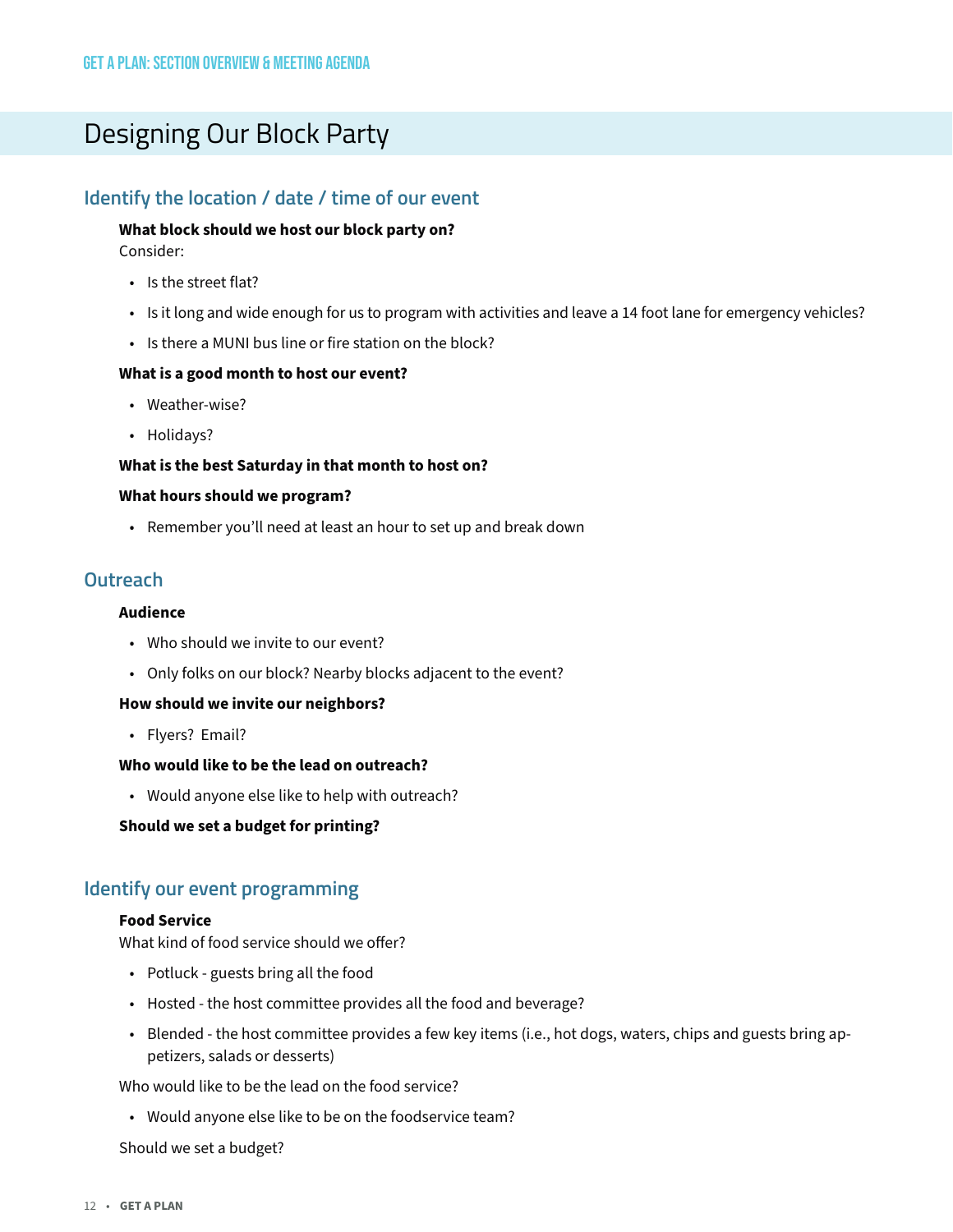# Designing Our Block Party

## Identify the location / date / time of our event

**What block should we host our block party on?**
Consider:

- Is the street flat?
- Is it long and wide enough for us to program with activities and leave a 14 foot lane for emergency vehicles?
- Is there a MUNI bus line or fire station on the block?

**What is a good month to host our event?**

- Weather-wise?
- Holidays?

**What is the best Saturday in that month to host on?**

**What hours should we program?**

- Remember you'll need at least an hour to set up and break down

## Outreach

**Audience**

- Who should we invite to our event?
- Only folks on our block? Nearby blocks adjacent to the event?

**How should we invite our neighbors?**

- Flyers? Email?

**Who would like to be the lead on outreach?**

- Would anyone else like to help with outreach?

**Should we set a budget for printing?**

## Identify our event programming

**Food Service**
What kind of food service should we offer?

- Potluck - guests bring all the food
- Hosted - the host committee provides all the food and beverage?
- Blended - the host committee provides a few key items (i.e., hot dogs, waters, chips and guests bring appetizers, salads or desserts)

Who would like to be the lead on the food service?

- Would anyone else like to be on the foodservice team?

Should we set a budget?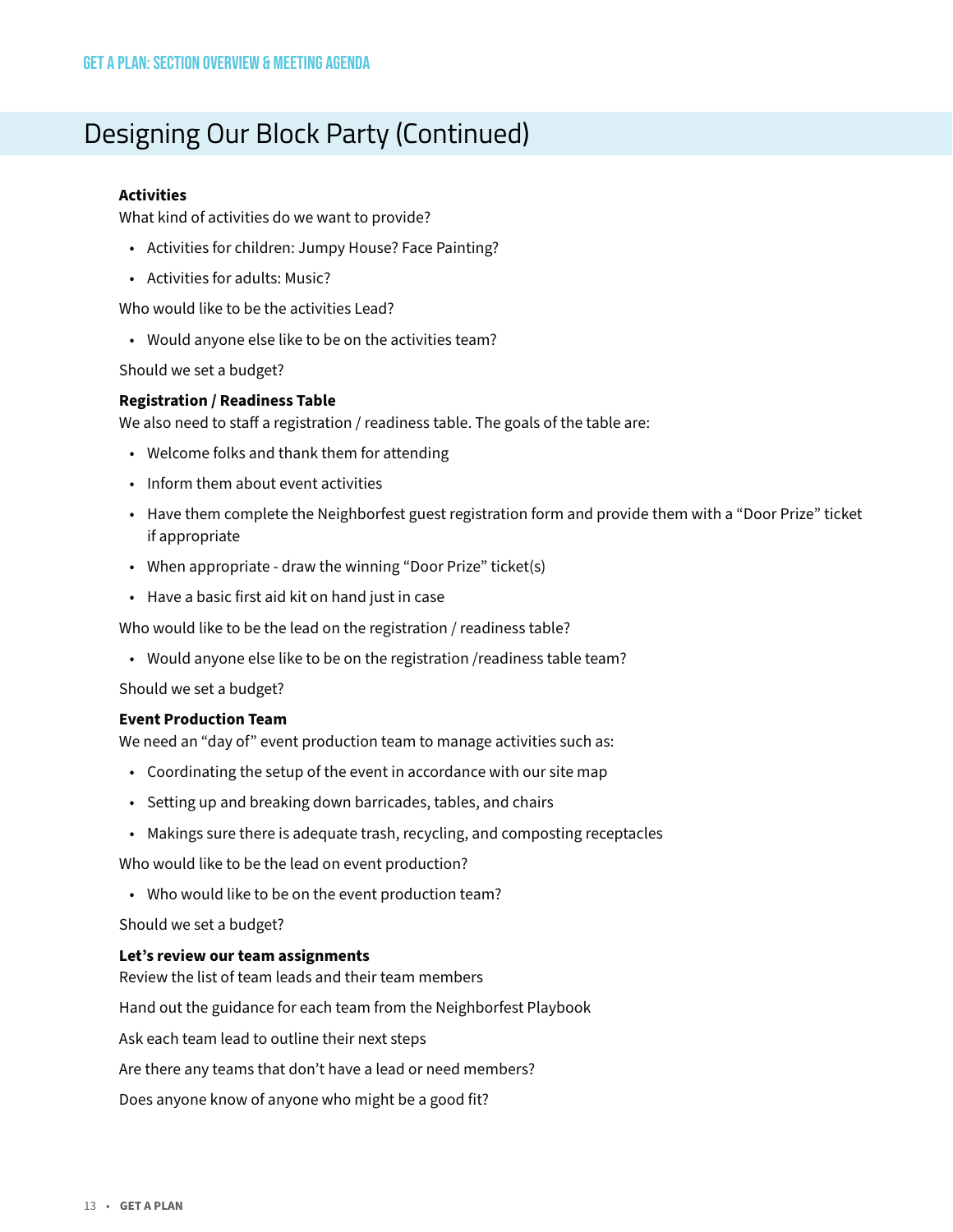# Designing Our Block Party (Continued)

**Activities**

What kind of activities do we want to provide?

- Activities for children: Jumpy House? Face Painting?
- Activities for adults: Music?

Who would like to be the activities Lead?

- Would anyone else like to be on the activities team?

Should we set a budget?

**Registration / Readiness Table**

We also need to staff a registration / readiness table. The goals of the table are:

- Welcome folks and thank them for attending
- Inform them about event activities
- Have them complete the Neighborfest guest registration form and provide them with a "Door Prize" ticket if appropriate
- When appropriate - draw the winning "Door Prize" ticket(s)
- Have a basic first aid kit on hand just in case

Who would like to be the lead on the registration / readiness table?

- Would anyone else like to be on the registration /readiness table team?

Should we set a budget?

**Event Production Team**

We need an "day of" event production team to manage activities such as:

- Coordinating the setup of the event in accordance with our site map
- Setting up and breaking down barricades, tables, and chairs
- Makings sure there is adequate trash, recycling, and composting receptacles

Who would like to be the lead on event production?

- Who would like to be on the event production team?

Should we set a budget?

**Let's review our team assignments**

Review the list of team leads and their team members

Hand out the guidance for each team from the Neighborfest Playbook

Ask each team lead to outline their next steps

Are there any teams that don't have a lead or need members?

Does anyone know of anyone who might be a good fit?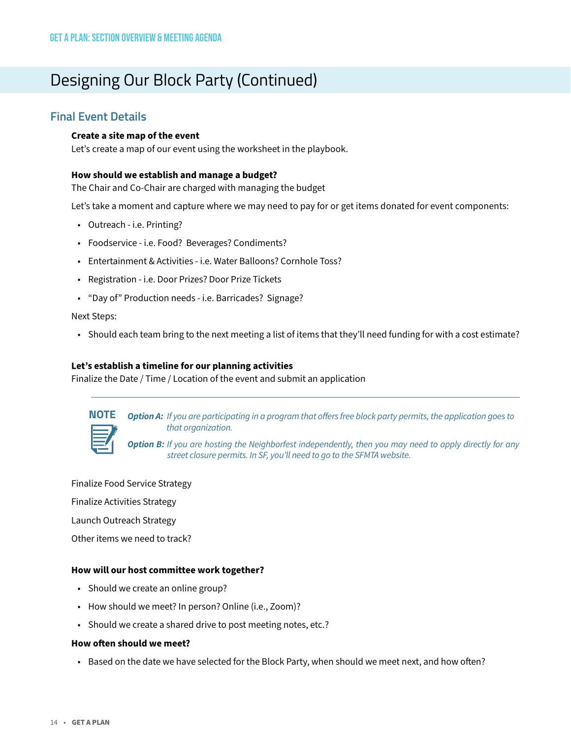# Designing Our Block Party (Continued)

## Final Event Details

**Create a site map of the event**

Let's create a map of our event using the worksheet in the playbook.

**How should we establish and manage a budget?**

The Chair and Co-Chair are charged with managing the budget

Let's take a moment and capture where we may need to pay for or get items donated for event components:

- Outreach - i.e. Printing?
- Foodservice - i.e. Food? Beverages? Condiments?
- Entertainment & Activities - i.e. Water Balloons? Cornhole Toss?
- Registration - i.e. Door Prizes? Door Prize Tickets
- "Day of" Production needs - i.e. Barricades? Signage?

Next Steps:

- Should each team bring to the next meeting a list of items that they'll need funding for with a cost estimate?

**Let's establish a timeline for our planning activities**

Finalize the Date / Time / Location of the event and submit an application

---

**NOTE**

***Option A:*** *If you are participating in a program that offers free block party permits, the application goes to that organization.*

***Option B:*** *If you are hosting the Neighborfest independently, then you may need to apply directly for any street closure permits. In SF, you'll need to go to the SFMTA website.*

Finalize Food Service Strategy

Finalize Activities Strategy

Launch Outreach Strategy

Other items we need to track?

**How will our host committee work together?**

- Should we create an online group?
- How should we meet? In person? Online (i.e., Zoom)?
- Should we create a shared drive to post meeting notes, etc.?

**How often should we meet?**

- Based on the date we have selected for the Block Party, when should we meet next, and how often?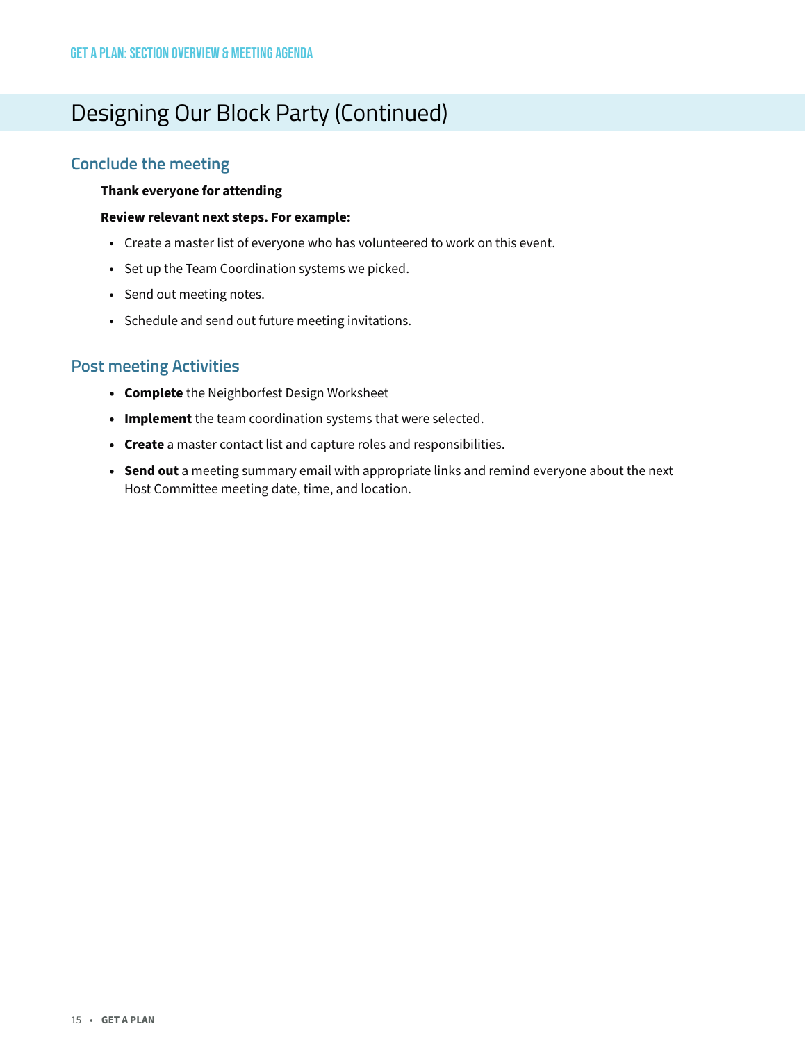# Designing Our Block Party (Continued)

## Conclude the meeting

**Thank everyone for attending**

**Review relevant next steps. For example:**

- Create a master list of everyone who has volunteered to work on this event.
- Set up the Team Coordination systems we picked.
- Send out meeting notes.
- Schedule and send out future meeting invitations.

## Post meeting Activities

- **Complete** the Neighborfest Design Worksheet
- **Implement** the team coordination systems that were selected.
- **Create** a master contact list and capture roles and responsibilities.
- **Send out** a meeting summary email with appropriate links and remind everyone about the next Host Committee meeting date, time, and location.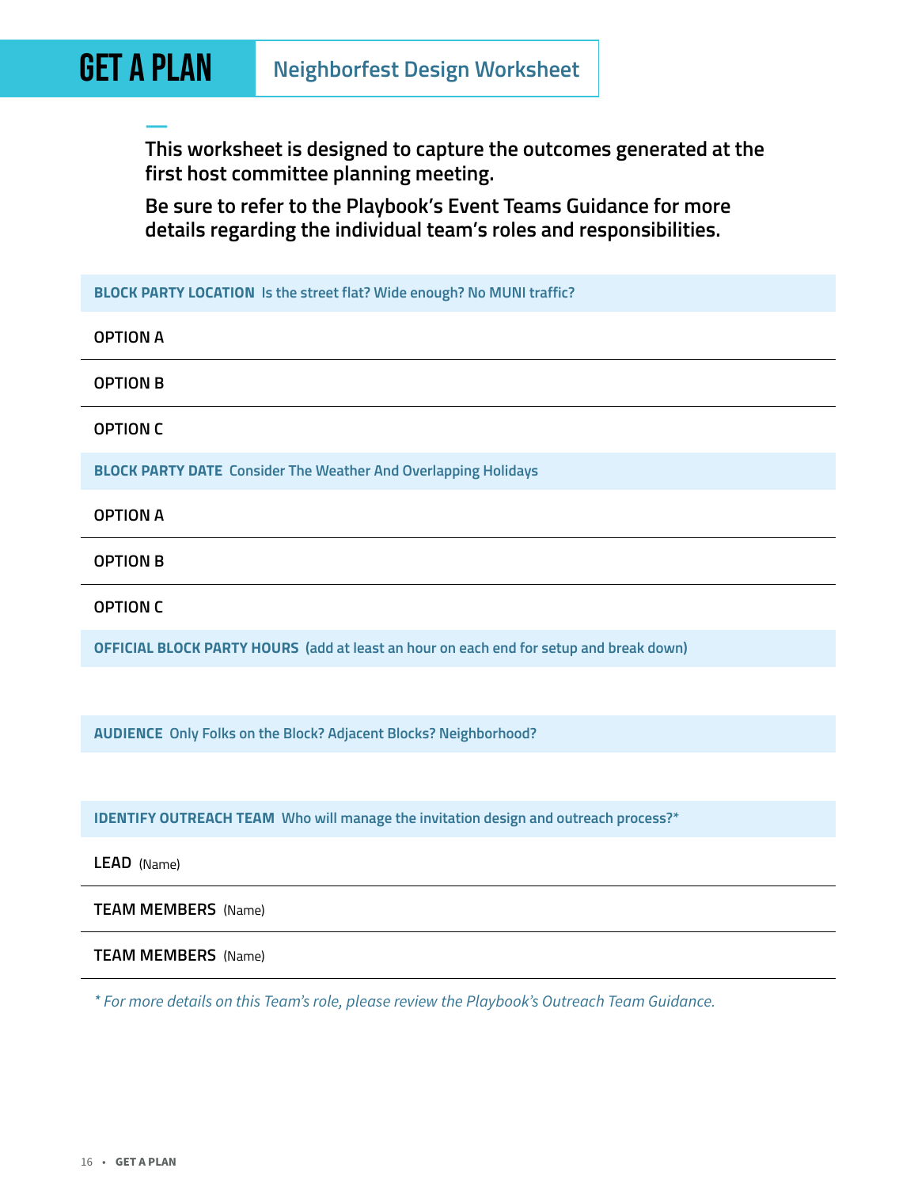# GET A PLAN

## Neighborfest Design Worksheet

**This worksheet is designed to capture the outcomes generated at the first host committee planning meeting.**

**Be sure to refer to the Playbook's Event Teams Guidance for more details regarding the individual team's roles and responsibilities.**

**BLOCK PARTY LOCATION** Is the street flat? Wide enough? No MUNI traffic?

**OPTION A**

**OPTION B**

**OPTION C**

**BLOCK PARTY DATE** Consider The Weather And Overlapping Holidays

**OPTION A**

**OPTION B**

**OPTION C**

**OFFICIAL BLOCK PARTY HOURS** (add at least an hour on each end for setup and break down)

**AUDIENCE** Only Folks on the Block? Adjacent Blocks? Neighborhood?

**IDENTIFY OUTREACH TEAM** Who will manage the invitation design and outreach process?*

**LEAD** (Name)

**TEAM MEMBERS** (Name)

**TEAM MEMBERS** (Name)

*\* For more details on this Team's role, please review the Playbook's Outreach Team Guidance.*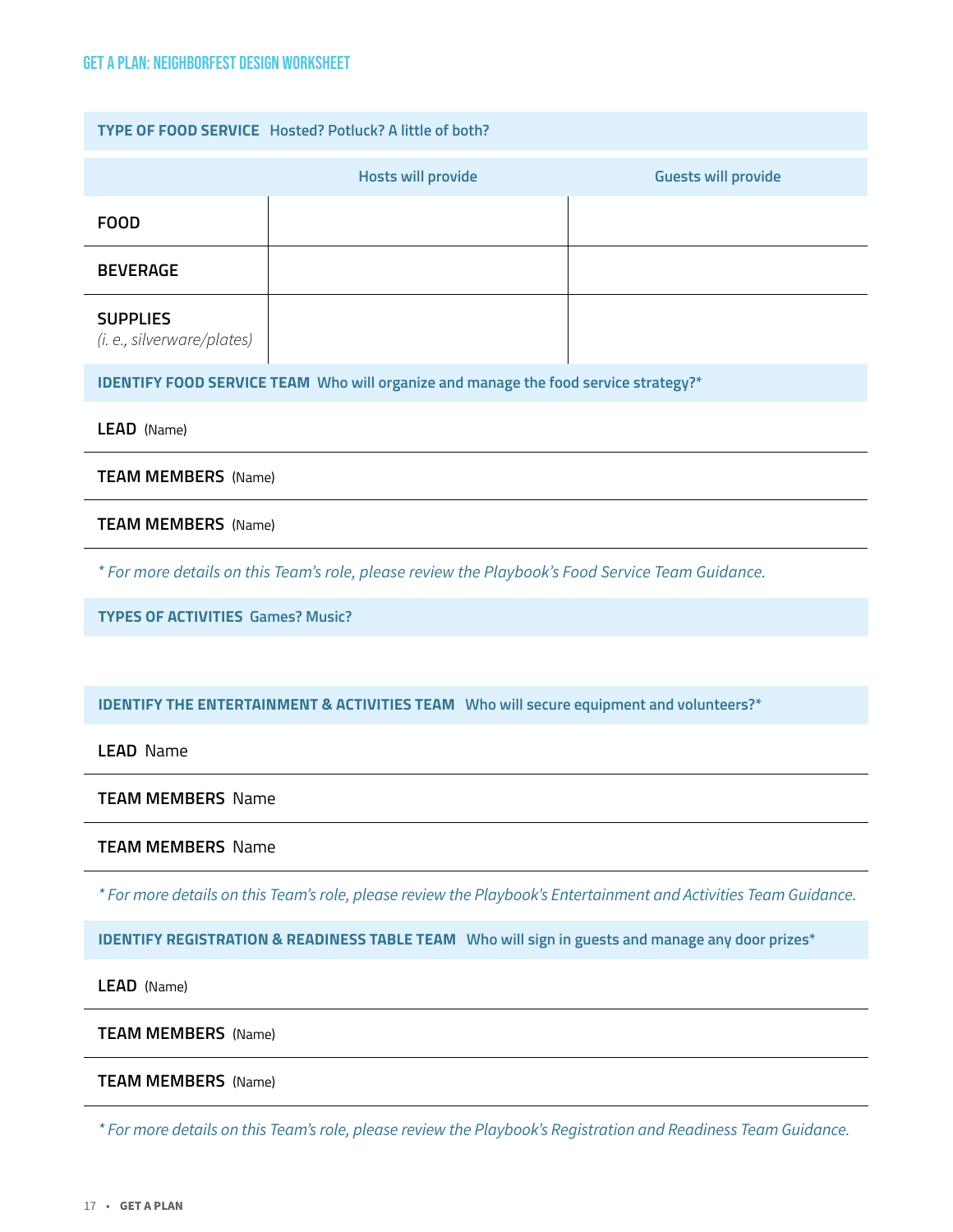## GET A PLAN: NEIGHBORFEST DESIGN WORKSHEET

**TYPE OF FOOD SERVICE** Hosted? Potluck? A little of both?

| | Hosts will provide | Guests will provide |
|---|---|---|
| **FOOD** | | |
| **BEVERAGE** | | |
| **SUPPLIES** *(i. e., silverware/plates)* | | |

**IDENTIFY FOOD SERVICE TEAM** Who will organize and manage the food service strategy?*

**LEAD** (Name)

**TEAM MEMBERS** (Name)

**TEAM MEMBERS** (Name)

*\* For more details on this Team's role, please review the Playbook's Food Service Team Guidance.*

**TYPES OF ACTIVITIES** Games? Music?

**IDENTIFY THE ENTERTAINMENT & ACTIVITIES TEAM** Who will secure equipment and volunteers?*

**LEAD** Name

**TEAM MEMBERS** Name

**TEAM MEMBERS** Name

*\* For more details on this Team's role, please review the Playbook's Entertainment and Activities Team Guidance.*

**IDENTIFY REGISTRATION & READINESS TABLE TEAM** Who will sign in guests and manage any door prizes*

**LEAD** (Name)

**TEAM MEMBERS** (Name)

**TEAM MEMBERS** (Name)

*\* For more details on this Team's role, please review the Playbook's Registration and Readiness Team Guidance.*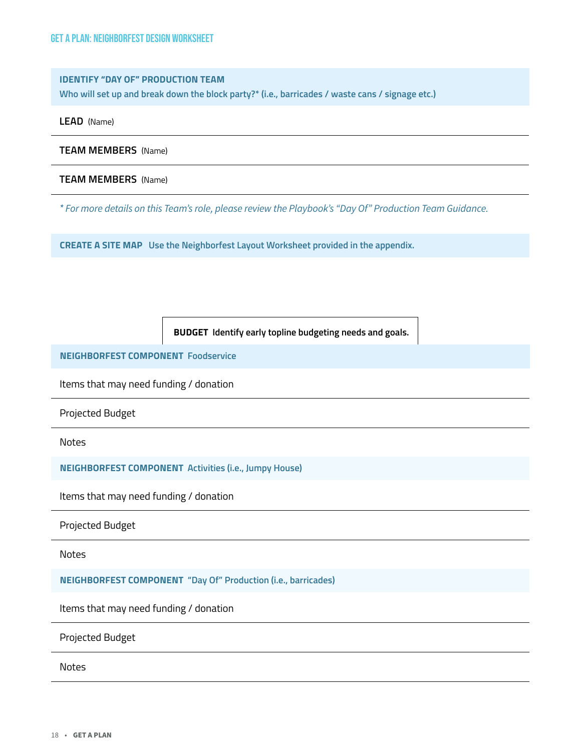## GET A PLAN: NEIGHBORFEST DESIGN WORKSHEET

**IDENTIFY "DAY OF" PRODUCTION TEAM**
**Who will set up and break down the block party?* (i.e., barricades / waste cans / signage etc.)**

**LEAD** (Name)

---

**TEAM MEMBERS** (Name)

---

**TEAM MEMBERS** (Name)

---

*\* For more details on this Team's role, please review the Playbook's "Day Of" Production Team Guidance.*

**CREATE A SITE MAP** Use the Neighborfest Layout Worksheet provided in the appendix.

**BUDGET** Identify early topline budgeting needs and goals.

**NEIGHBORFEST COMPONENT** Foodservice

Items that may need funding / donation

---

Projected Budget

---

Notes

**NEIGHBORFEST COMPONENT** Activities (i.e., Jumpy House)

Items that may need funding / donation

---

Projected Budget

---

Notes

**NEIGHBORFEST COMPONENT** "Day Of" Production (i.e., barricades)

Items that may need funding / donation

---

Projected Budget

---

Notes

---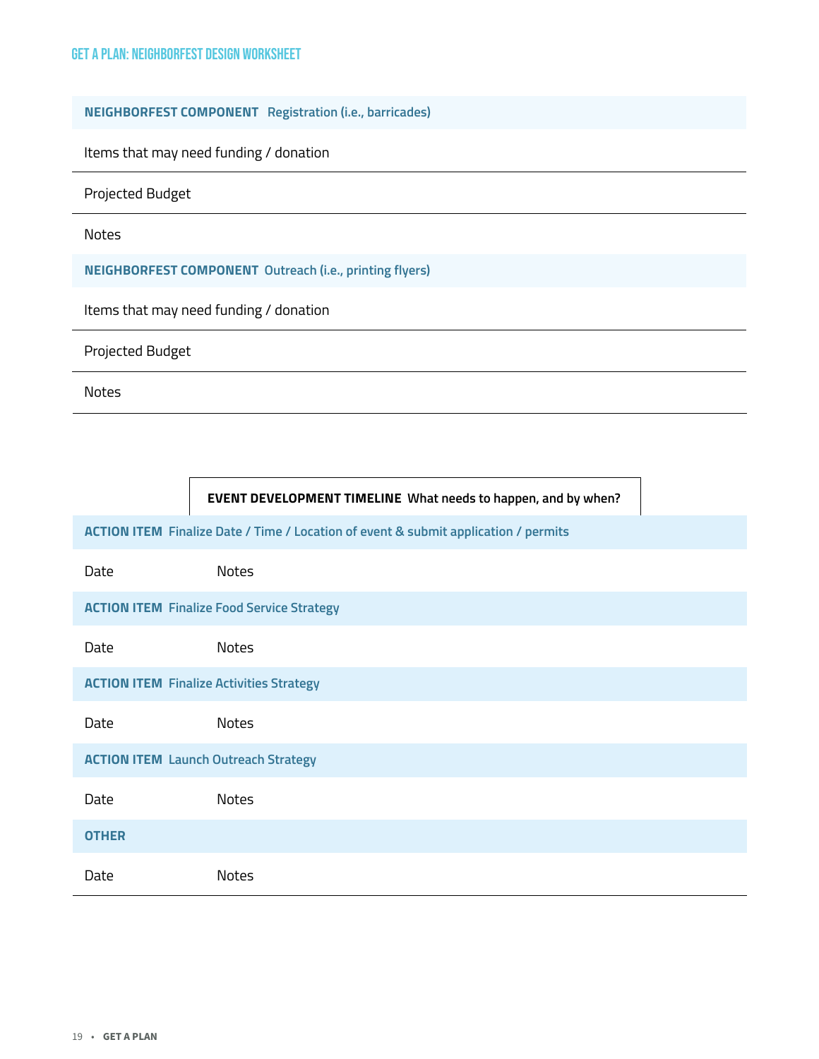**NEIGHBORFEST COMPONENT** Registration (i.e., barricades)

Items that may need funding / donation

Projected Budget

Notes

**NEIGHBORFEST COMPONENT** Outreach (i.e., printing flyers)

Items that may need funding / donation

Projected Budget

Notes

**EVENT DEVELOPMENT TIMELINE** What needs to happen, and by when?

**ACTION ITEM** Finalize Date / Time / Location of event & submit application / permits

| Date | Notes |
|---|---|
| | |

**ACTION ITEM** Finalize Food Service Strategy

| Date | Notes |
|---|---|
| | |

**ACTION ITEM** Finalize Activities Strategy

| Date | Notes |
|---|---|
| | |

**ACTION ITEM** Launch Outreach Strategy

| Date | Notes |
|---|---|
| | |

**OTHER**

| Date | Notes |
|---|---|
| | |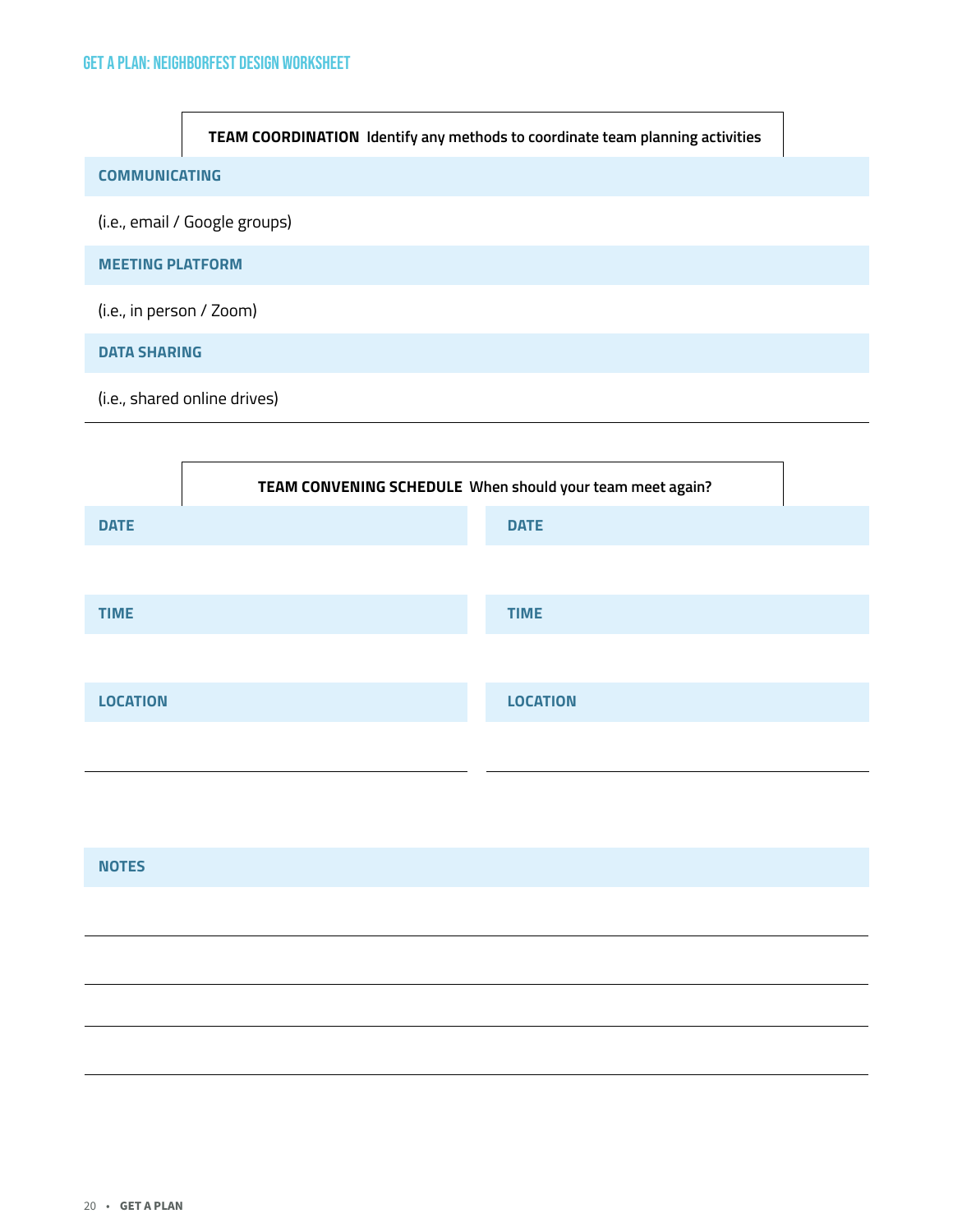# GET A PLAN: NEIGHBORFEST DESIGN WORKSHEET

**TEAM COORDINATION** Identify any methods to coordinate team planning activities

**COMMUNICATING**

(i.e., email / Google groups)

**MEETING PLATFORM**

(i.e., in person / Zoom)

**DATA SHARING**

(i.e., shared online drives)

**TEAM CONVENING SCHEDULE** When should your team meet again?

| | |
|---|---|
| **DATE** | **DATE** |
| | |
| **TIME** | **TIME** |
| | |
| **LOCATION** | **LOCATION** |
| | |

**NOTES**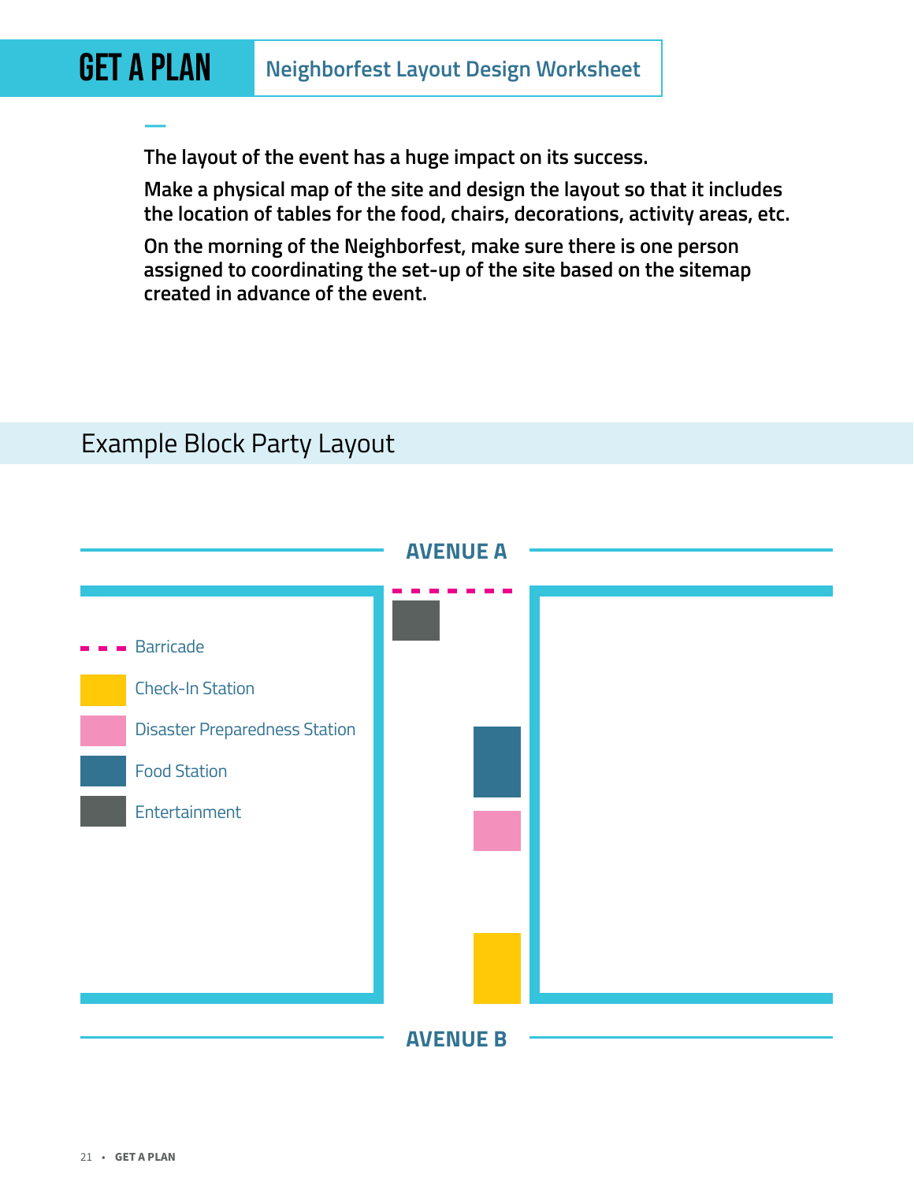# GET A PLAN

## Neighborfest Layout Design Worksheet

**The layout of the event has a huge impact on its success.**

**Make a physical map of the site and design the layout so that it includes the location of tables for the food, chairs, decorations, activity areas, etc.**

**On the morning of the Neighborfest, make sure there is one person assigned to coordinating the set-up of the site based on the sitemap created in advance of the event.**

## Example Block Party Layout

**AVENUE A**

- Barricade
- Check-In Station
- Disaster Preparedness Station
- Food Station
- Entertainment

**AVENUE B**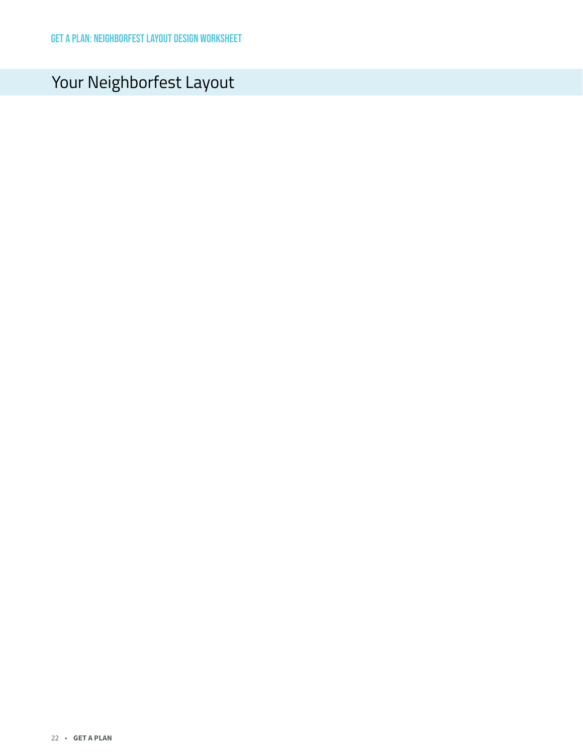# Your Neighborfest Layout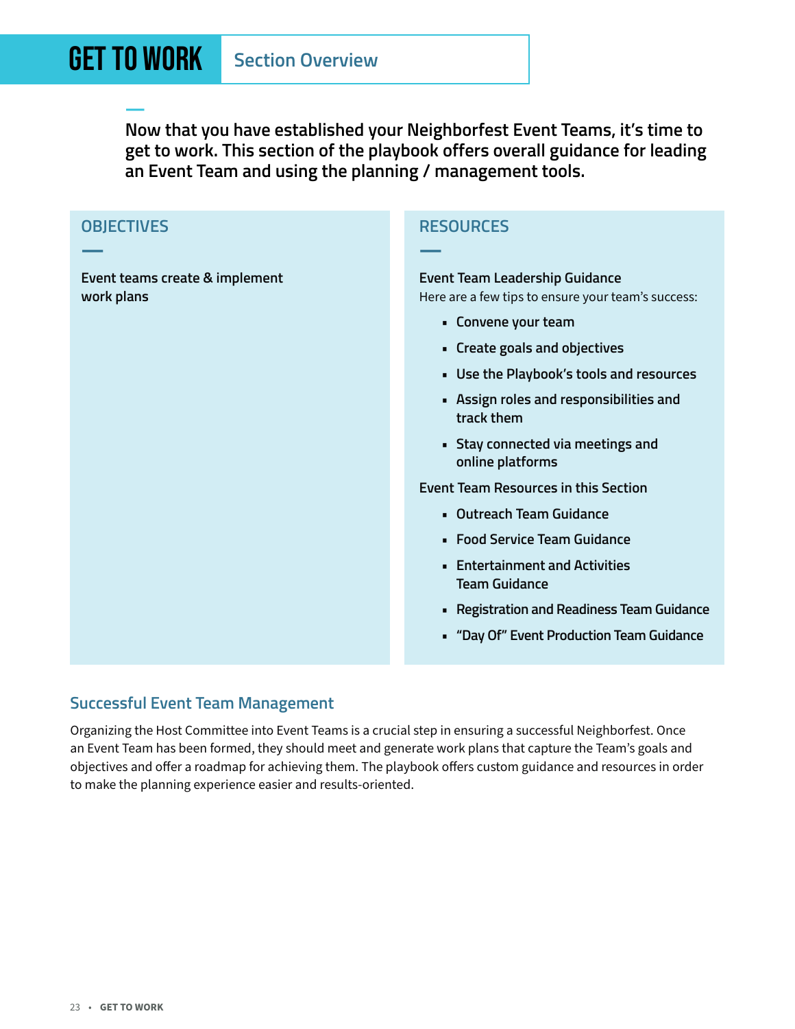# GET TO WORK

## Section Overview

**Now that you have established your Neighborfest Event Teams, it's time to get to work. This section of the playbook offers overall guidance for leading an Event Team and using the planning / management tools.**

### OBJECTIVES

Event teams create & implement work plans

### RESOURCES

**Event Team Leadership Guidance**

Here are a few tips to ensure your team's success:

- Convene your team
- Create goals and objectives
- Use the Playbook's tools and resources
- Assign roles and responsibilities and track them
- Stay connected via meetings and online platforms

**Event Team Resources in this Section**

- Outreach Team Guidance
- Food Service Team Guidance
- Entertainment and Activities Team Guidance
- Registration and Readiness Team Guidance
- "Day Of" Event Production Team Guidance

### Successful Event Team Management

Organizing the Host Committee into Event Teams is a crucial step in ensuring a successful Neighborfest. Once an Event Team has been formed, they should meet and generate work plans that capture the Team's goals and objectives and offer a roadmap for achieving them. The playbook offers custom guidance and resources in order to make the planning experience easier and results-oriented.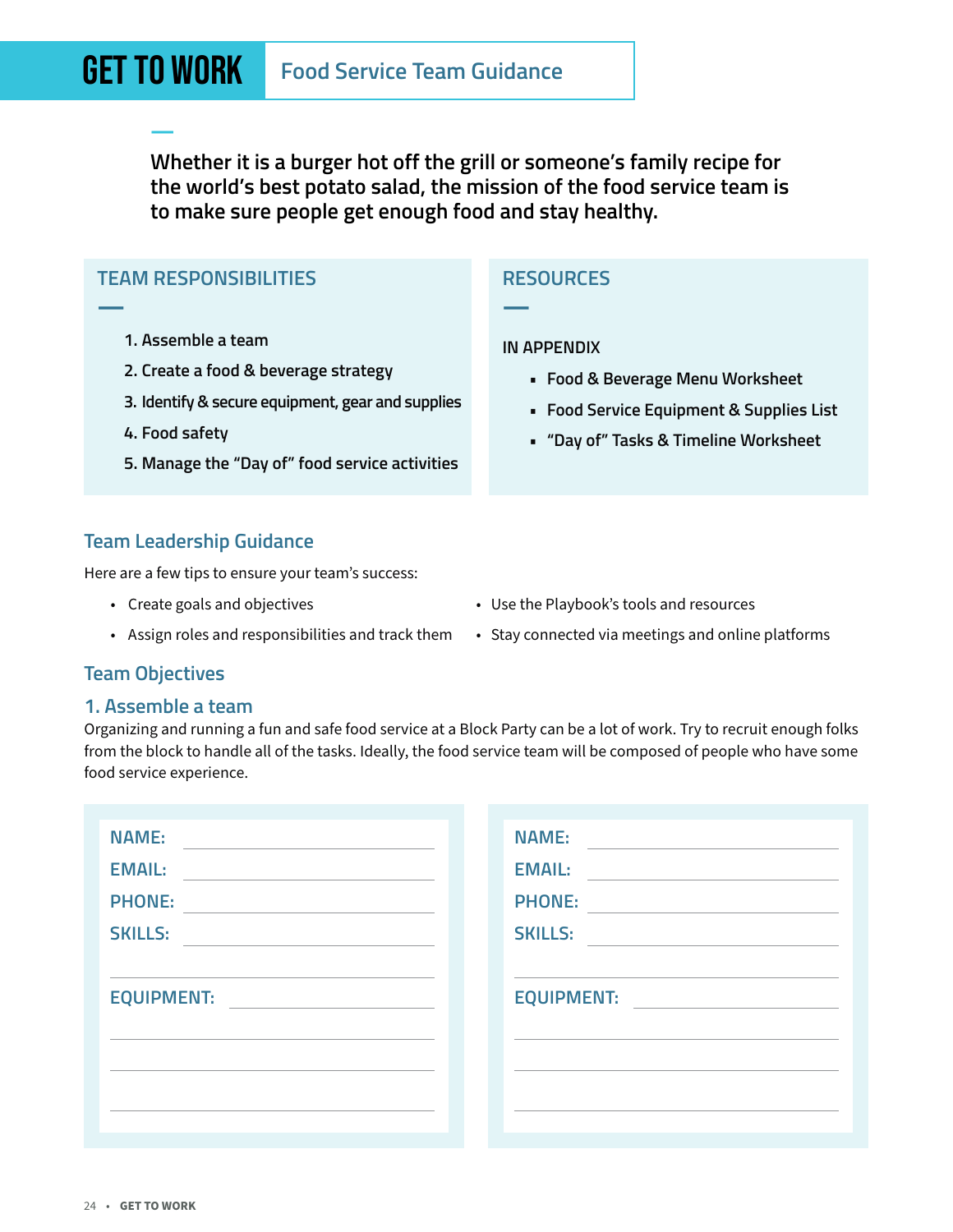# GET TO WORK — Food Service Team Guidance

**Whether it is a burger hot off the grill or someone's family recipe for the world's best potato salad, the mission of the food service team is to make sure people get enough food and stay healthy.**

## TEAM RESPONSIBILITIES

1. Assemble a team
2. Create a food & beverage strategy
3. Identify & secure equipment, gear and supplies
4. Food safety
5. Manage the "Day of" food service activities

## RESOURCES

IN APPENDIX

- Food & Beverage Menu Worksheet
- Food Service Equipment & Supplies List
- "Day of" Tasks & Timeline Worksheet

## Team Leadership Guidance

Here are a few tips to ensure your team's success:

- Create goals and objectives
- Assign roles and responsibilities and track them
- Use the Playbook's tools and resources
- Stay connected via meetings and online platforms

## Team Objectives

### 1. Assemble a team

Organizing and running a fun and safe food service at a Block Party can be a lot of work. Try to recruit enough folks from the block to handle all of the tasks. Ideally, the food service team will be composed of people who have some food service experience.

NAME: ______________________

EMAIL: ______________________

PHONE: ______________________

SKILLS: ______________________

______________________

EQUIPMENT: ______________________

______________________

______________________

______________________

NAME: ______________________

EMAIL: ______________________

PHONE: ______________________

SKILLS: ______________________

______________________

EQUIPMENT: ______________________

______________________

______________________

______________________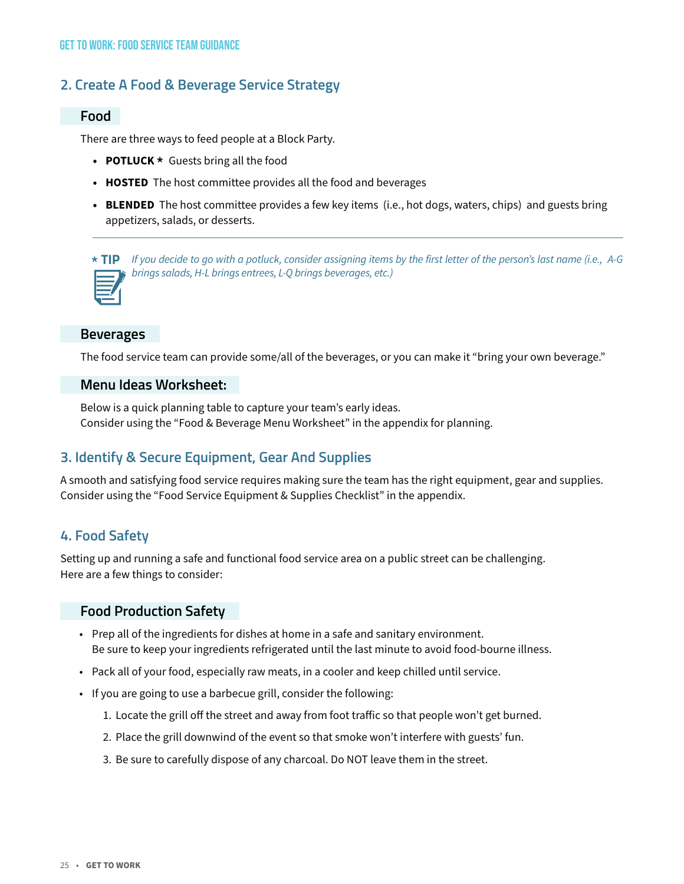## 2. Create A Food & Beverage Service Strategy

### Food

There are three ways to feed people at a Block Party.

- **POTLUCK *** Guests bring all the food
- **HOSTED** The host committee provides all the food and beverages
- **BLENDED** The host committee provides a few key items (i.e., hot dogs, waters, chips) and guests bring appetizers, salads, or desserts.

---

* **TIP** *If you decide to go with a potluck, consider assigning items by the first letter of the person's last name (i.e., A-G brings salads, H-L brings entrees, L-Q brings beverages, etc.)*

### Beverages

The food service team can provide some/all of the beverages, or you can make it "bring your own beverage."

### Menu Ideas Worksheet:

Below is a quick planning table to capture your team's early ideas.
Consider using the "Food & Beverage Menu Worksheet" in the appendix for planning.

## 3. Identify & Secure Equipment, Gear And Supplies

A smooth and satisfying food service requires making sure the team has the right equipment, gear and supplies. Consider using the "Food Service Equipment & Supplies Checklist" in the appendix.

## 4. Food Safety

Setting up and running a safe and functional food service area on a public street can be challenging. Here are a few things to consider:

### Food Production Safety

- Prep all of the ingredients for dishes at home in a safe and sanitary environment.
  Be sure to keep your ingredients refrigerated until the last minute to avoid food-bourne illness.
- Pack all of your food, especially raw meats, in a cooler and keep chilled until service.
- If you are going to use a barbecue grill, consider the following:
  1. Locate the grill off the street and away from foot traffic so that people won't get burned.
  2. Place the grill downwind of the event so that smoke won't interfere with guests' fun.
  3. Be sure to carefully dispose of any charcoal. Do NOT leave them in the street.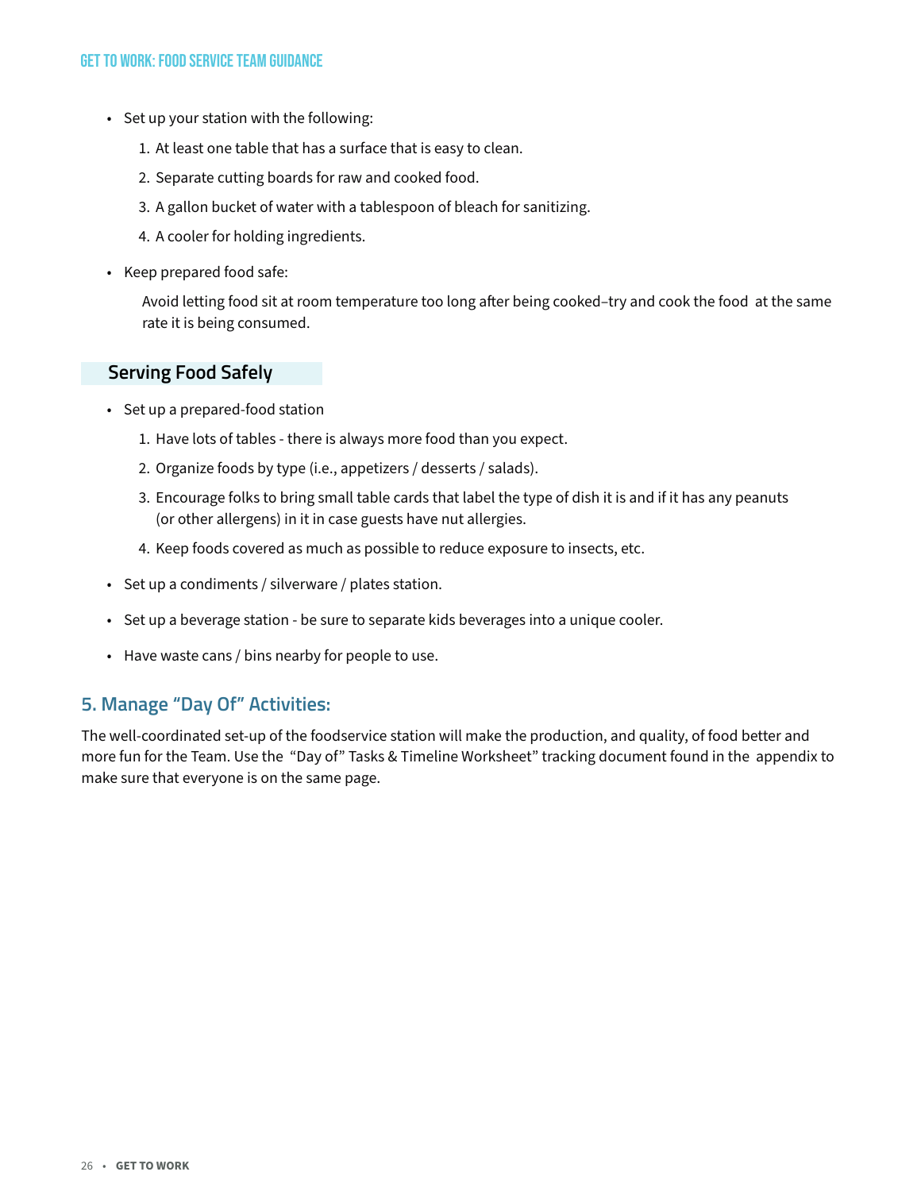- Set up your station with the following:
  1. At least one table that has a surface that is easy to clean.
  2. Separate cutting boards for raw and cooked food.
  3. A gallon bucket of water with a tablespoon of bleach for sanitizing.
  4. A cooler for holding ingredients.
- Keep prepared food safe:

  Avoid letting food sit at room temperature too long after being cooked–try and cook the food at the same rate it is being consumed.

### Serving Food Safely

- Set up a prepared-food station
  1. Have lots of tables - there is always more food than you expect.
  2. Organize foods by type (i.e., appetizers / desserts / salads).
  3. Encourage folks to bring small table cards that label the type of dish it is and if it has any peanuts (or other allergens) in it in case guests have nut allergies.
  4. Keep foods covered as much as possible to reduce exposure to insects, etc.
- Set up a condiments / silverware / plates station.
- Set up a beverage station - be sure to separate kids beverages into a unique cooler.
- Have waste cans / bins nearby for people to use.

## 5. Manage "Day Of" Activities:

The well-coordinated set-up of the foodservice station will make the production, and quality, of food better and more fun for the Team. Use the "Day of" Tasks & Timeline Worksheet" tracking document found in the appendix to make sure that everyone is on the same page.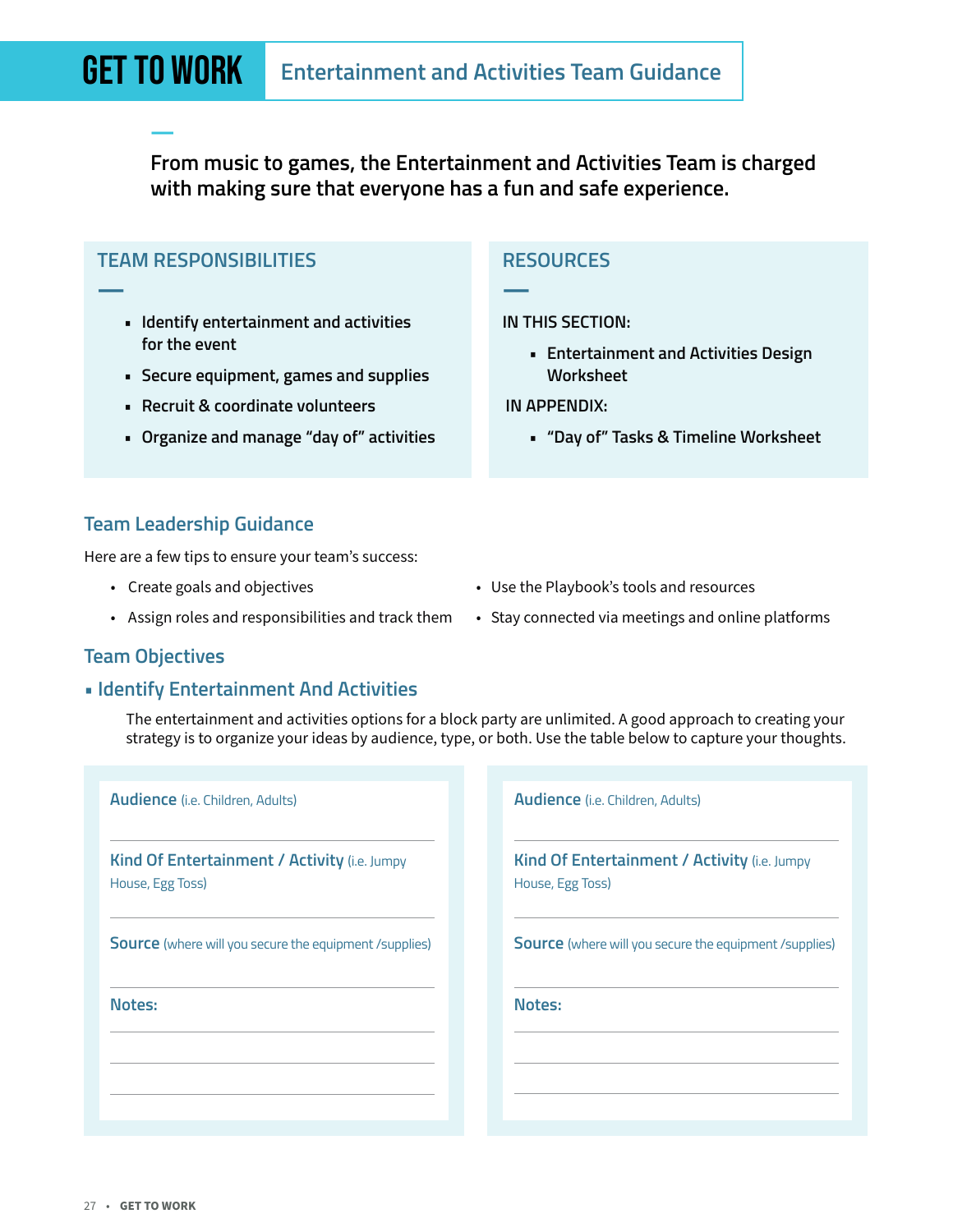# GET TO WORK

## Entertainment and Activities Team Guidance

**From music to games, the Entertainment and Activities Team is charged with making sure that everyone has a fun and safe experience.**

### TEAM RESPONSIBILITIES

- Identify entertainment and activities for the event
- Secure equipment, games and supplies
- Recruit & coordinate volunteers
- Organize and manage "day of" activities

### RESOURCES

IN THIS SECTION:

- Entertainment and Activities Design Worksheet

IN APPENDIX:

- "Day of" Tasks & Timeline Worksheet

### Team Leadership Guidance

Here are a few tips to ensure your team's success:

- Create goals and objectives
- Assign roles and responsibilities and track them
- Use the Playbook's tools and resources
- Stay connected via meetings and online platforms

### Team Objectives

#### ▪ Identify Entertainment And Activities

The entertainment and activities options for a block party are unlimited. A good approach to creating your strategy is to organize your ideas by audience, type, or both. Use the table below to capture your thoughts.

**Audience** (i.e. Children, Adults)

---

**Kind Of Entertainment / Activity** (i.e. Jumpy House, Egg Toss)

---

**Source** (where will you secure the equipment /supplies)

---

**Notes:**

---

---

---

**Audience** (i.e. Children, Adults)

---

**Kind Of Entertainment / Activity** (i.e. Jumpy House, Egg Toss)

---

**Source** (where will you secure the equipment /supplies)

---

**Notes:**

---

---

---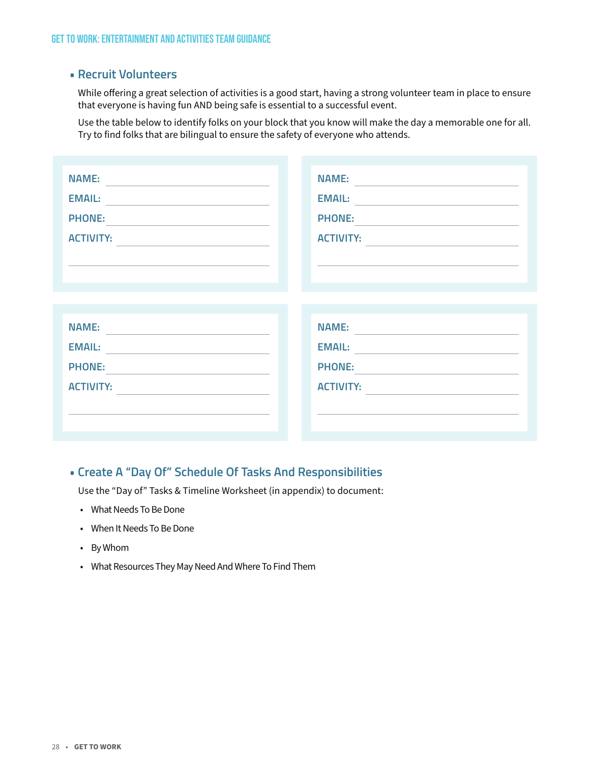## ▪ Recruit Volunteers

While offering a great selection of activities is a good start, having a strong volunteer team in place to ensure that everyone is having fun AND being safe is essential to a successful event.

Use the table below to identify folks on your block that you know will make the day a memorable one for all. Try to find folks that are bilingual to ensure the safety of everyone who attends.

| | |
|---|---|
| NAME: ______________________<br>EMAIL: ______________________<br>PHONE: ______________________<br>ACTIVITY: ______________________<br>______________________________ | NAME: ______________________<br>EMAIL: ______________________<br>PHONE: ______________________<br>ACTIVITY: ______________________<br>______________________________ |
| NAME: ______________________<br>EMAIL: ______________________<br>PHONE: ______________________<br>ACTIVITY: ______________________<br>______________________________ | NAME: ______________________<br>EMAIL: ______________________<br>PHONE: ______________________<br>ACTIVITY: ______________________<br>______________________________ |

## ▪ Create A "Day Of" Schedule Of Tasks And Responsibilities

Use the "Day of" Tasks & Timeline Worksheet (in appendix) to document:

- What Needs To Be Done
- When It Needs To Be Done
- By Whom
- What Resources They May Need And Where To Find Them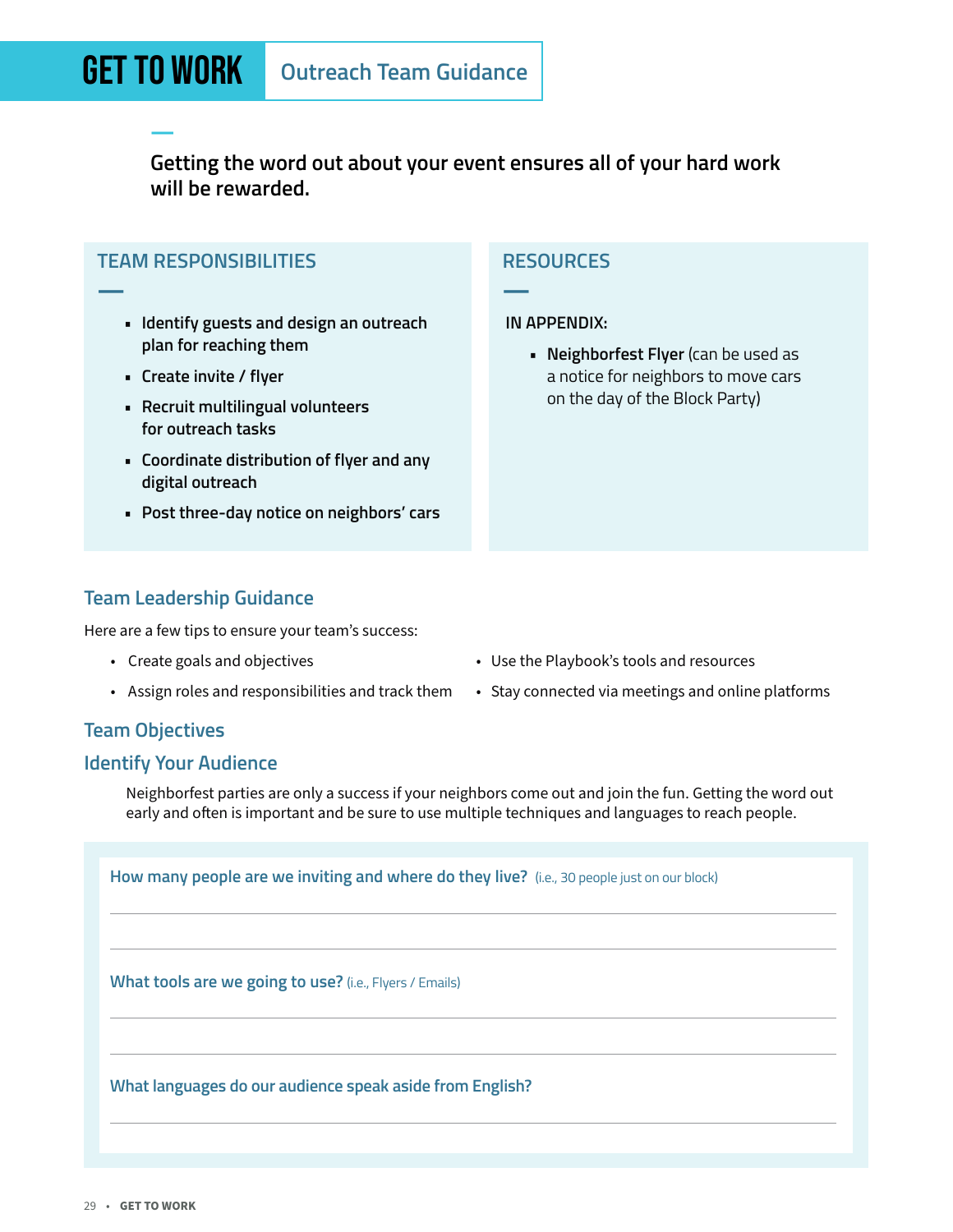# GET TO WORK

## Outreach Team Guidance

**Getting the word out about your event ensures all of your hard work will be rewarded.**

### TEAM RESPONSIBILITIES

- Identify guests and design an outreach plan for reaching them
- Create invite / flyer
- Recruit multilingual volunteers for outreach tasks
- Coordinate distribution of flyer and any digital outreach
- Post three-day notice on neighbors' cars

### RESOURCES

**IN APPENDIX:**

- **Neighborfest Flyer** (can be used as a notice for neighbors to move cars on the day of the Block Party)

### Team Leadership Guidance

Here are a few tips to ensure your team's success:

- Create goals and objectives
- Assign roles and responsibilities and track them
- Use the Playbook's tools and resources
- Stay connected via meetings and online platforms

### Team Objectives

### Identify Your Audience

Neighborfest parties are only a success if your neighbors come out and join the fun. Getting the word out early and often is important and be sure to use multiple techniques and languages to reach people.

**How many people are we inviting and where do they live?** (i.e., 30 people just on our block)

______________________________________________

______________________________________________

**What tools are we going to use?** (i.e., Flyers / Emails)

______________________________________________

______________________________________________

**What languages do our audience speak aside from English?**

______________________________________________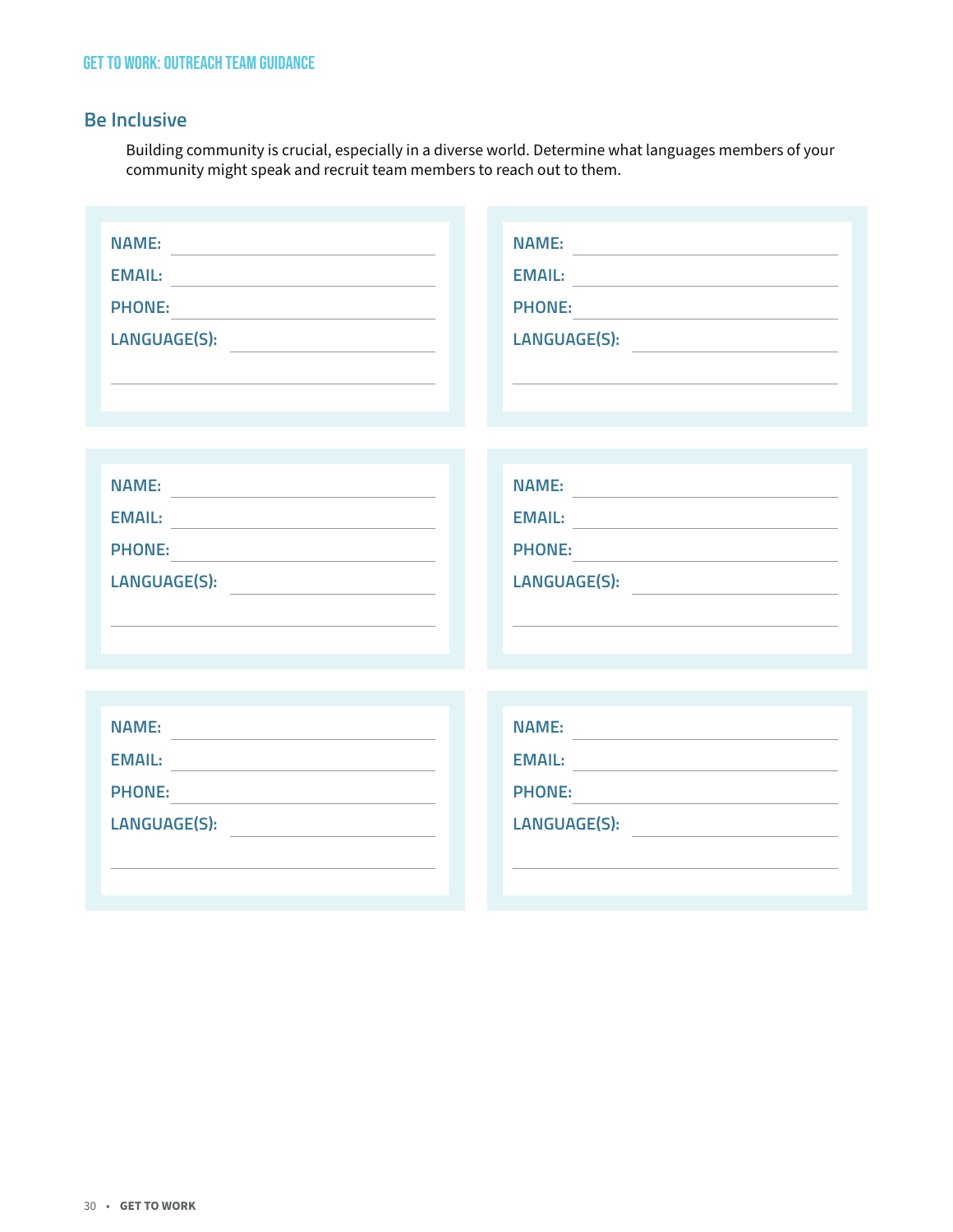## Be Inclusive

Building community is crucial, especially in a diverse world. Determine what languages members of your community might speak and recruit team members to reach out to them.

NAME: \_\_\_\_\_\_\_\_\_\_\_\_\_\_\_\_\_\_\_\_
EMAIL: \_\_\_\_\_\_\_\_\_\_\_\_\_\_\_\_\_\_\_\_
PHONE: \_\_\_\_\_\_\_\_\_\_\_\_\_\_\_\_\_\_\_\_
LANGUAGE(S): \_\_\_\_\_\_\_\_\_\_\_\_\_\_\_\_\_\_\_\_
\_\_\_\_\_\_\_\_\_\_\_\_\_\_\_\_\_\_\_\_

NAME: \_\_\_\_\_\_\_\_\_\_\_\_\_\_\_\_\_\_\_\_
EMAIL: \_\_\_\_\_\_\_\_\_\_\_\_\_\_\_\_\_\_\_\_
PHONE: \_\_\_\_\_\_\_\_\_\_\_\_\_\_\_\_\_\_\_\_
LANGUAGE(S): \_\_\_\_\_\_\_\_\_\_\_\_\_\_\_\_\_\_\_\_
\_\_\_\_\_\_\_\_\_\_\_\_\_\_\_\_\_\_\_\_

NAME: \_\_\_\_\_\_\_\_\_\_\_\_\_\_\_\_\_\_\_\_
EMAIL: \_\_\_\_\_\_\_\_\_\_\_\_\_\_\_\_\_\_\_\_
PHONE: \_\_\_\_\_\_\_\_\_\_\_\_\_\_\_\_\_\_\_\_
LANGUAGE(S): \_\_\_\_\_\_\_\_\_\_\_\_\_\_\_\_\_\_\_\_
\_\_\_\_\_\_\_\_\_\_\_\_\_\_\_\_\_\_\_\_

NAME: \_\_\_\_\_\_\_\_\_\_\_\_\_\_\_\_\_\_\_\_
EMAIL: \_\_\_\_\_\_\_\_\_\_\_\_\_\_\_\_\_\_\_\_
PHONE: \_\_\_\_\_\_\_\_\_\_\_\_\_\_\_\_\_\_\_\_
LANGUAGE(S): \_\_\_\_\_\_\_\_\_\_\_\_\_\_\_\_\_\_\_\_
\_\_\_\_\_\_\_\_\_\_\_\_\_\_\_\_\_\_\_\_

NAME: \_\_\_\_\_\_\_\_\_\_\_\_\_\_\_\_\_\_\_\_
EMAIL: \_\_\_\_\_\_\_\_\_\_\_\_\_\_\_\_\_\_\_\_
PHONE: \_\_\_\_\_\_\_\_\_\_\_\_\_\_\_\_\_\_\_\_
LANGUAGE(S): \_\_\_\_\_\_\_\_\_\_\_\_\_\_\_\_\_\_\_\_
\_\_\_\_\_\_\_\_\_\_\_\_\_\_\_\_\_\_\_\_

NAME: \_\_\_\_\_\_\_\_\_\_\_\_\_\_\_\_\_\_\_\_
EMAIL: \_\_\_\_\_\_\_\_\_\_\_\_\_\_\_\_\_\_\_\_
PHONE: \_\_\_\_\_\_\_\_\_\_\_\_\_\_\_\_\_\_\_\_
LANGUAGE(S): \_\_\_\_\_\_\_\_\_\_\_\_\_\_\_\_\_\_\_\_
\_\_\_\_\_\_\_\_\_\_\_\_\_\_\_\_\_\_\_\_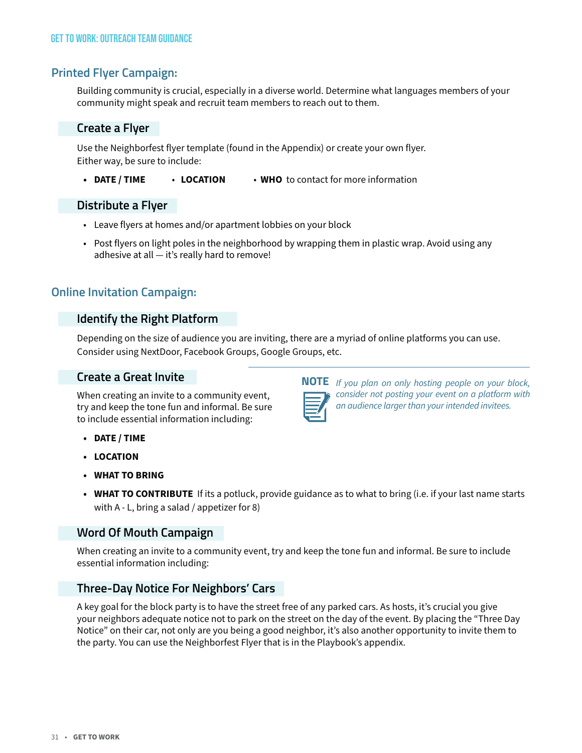## Printed Flyer Campaign:

Building community is crucial, especially in a diverse world. Determine what languages members of your community might speak and recruit team members to reach out to them.

### Create a Flyer

Use the Neighborfest flyer template (found in the Appendix) or create your own flyer.
Either way, be sure to include:

- **DATE / TIME**
- **LOCATION**
- **WHO** to contact for more information

### Distribute a Flyer

- Leave flyers at homes and/or apartment lobbies on your block
- Post flyers on light poles in the neighborhood by wrapping them in plastic wrap. Avoid using any adhesive at all — it's really hard to remove!

## Online Invitation Campaign:

### Identify the Right Platform

Depending on the size of audience you are inviting, there are a myriad of online platforms you can use. Consider using NextDoor, Facebook Groups, Google Groups, etc.

### Create a Great Invite

When creating an invite to a community event, try and keep the tone fun and informal. Be sure to include essential information including:

- **DATE / TIME**
- **LOCATION**
- **WHAT TO BRING**
- **WHAT TO CONTRIBUTE** If its a potluck, provide guidance as to what to bring (i.e. if your last name starts with A - L, bring a salad / appetizer for 8)

**NOTE** *If you plan on only hosting people on your block, consider not posting your event on a platform with an audience larger than your intended invitees.*

### Word Of Mouth Campaign

When creating an invite to a community event, try and keep the tone fun and informal. Be sure to include essential information including:

### Three-Day Notice For Neighbors' Cars

A key goal for the block party is to have the street free of any parked cars. As hosts, it's crucial you give your neighbors adequate notice not to park on the street on the day of the event. By placing the "Three Day Notice" on their car, not only are you being a good neighbor, it's also another opportunity to invite them to the party. You can use the Neighborfest Flyer that is in the Playbook's appendix.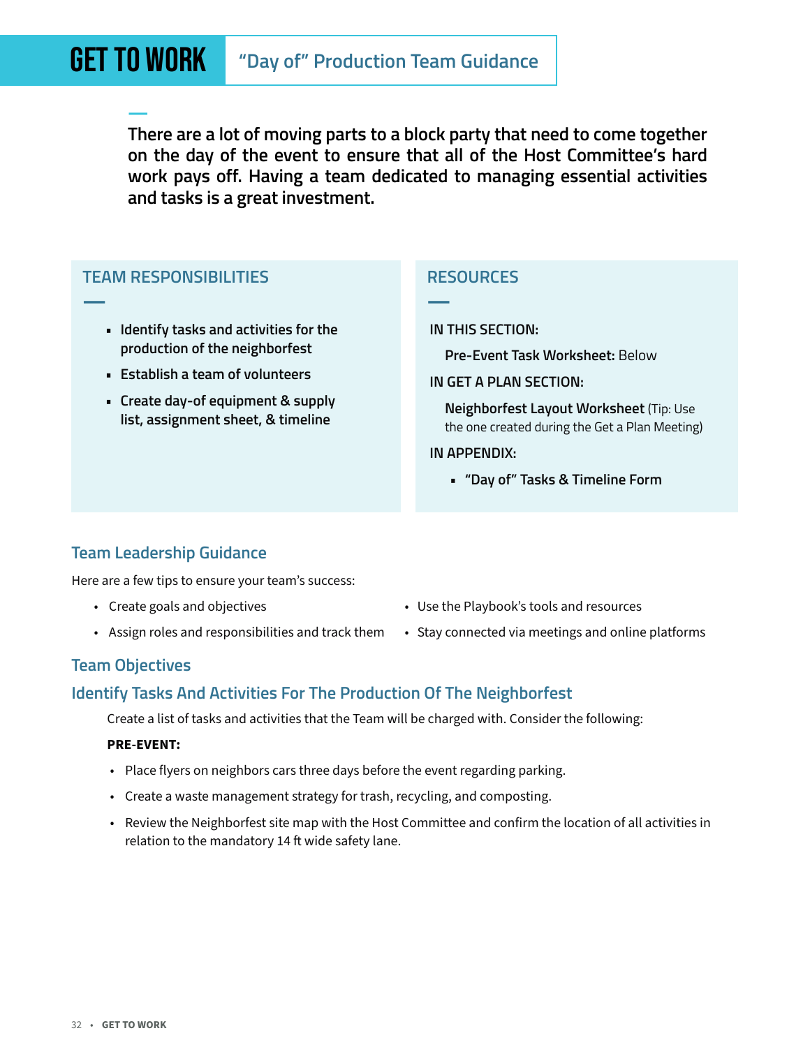# GET TO WORK

## "Day of" Production Team Guidance

**There are a lot of moving parts to a block party that need to come together on the day of the event to ensure that all of the Host Committee's hard work pays off. Having a team dedicated to managing essential activities and tasks is a great investment.**

### TEAM RESPONSIBILITIES

- Identify tasks and activities for the production of the neighborfest
- Establish a team of volunteers
- Create day-of equipment & supply list, assignment sheet, & timeline

### RESOURCES

**IN THIS SECTION:**

**Pre-Event Task Worksheet:** Below

**IN GET A PLAN SECTION:**

**Neighborfest Layout Worksheet** (Tip: Use the one created during the Get a Plan Meeting)

**IN APPENDIX:**

- "Day of" Tasks & Timeline Form

### Team Leadership Guidance

Here are a few tips to ensure your team's success:

- Create goals and objectives
- Assign roles and responsibilities and track them
- Use the Playbook's tools and resources
- Stay connected via meetings and online platforms

### Team Objectives

### Identify Tasks And Activities For The Production Of The Neighborfest

Create a list of tasks and activities that the Team will be charged with. Consider the following:

**PRE-EVENT:**

- Place flyers on neighbors cars three days before the event regarding parking.
- Create a waste management strategy for trash, recycling, and composting.
- Review the Neighborfest site map with the Host Committee and confirm the location of all activities in relation to the mandatory 14 ft wide safety lane.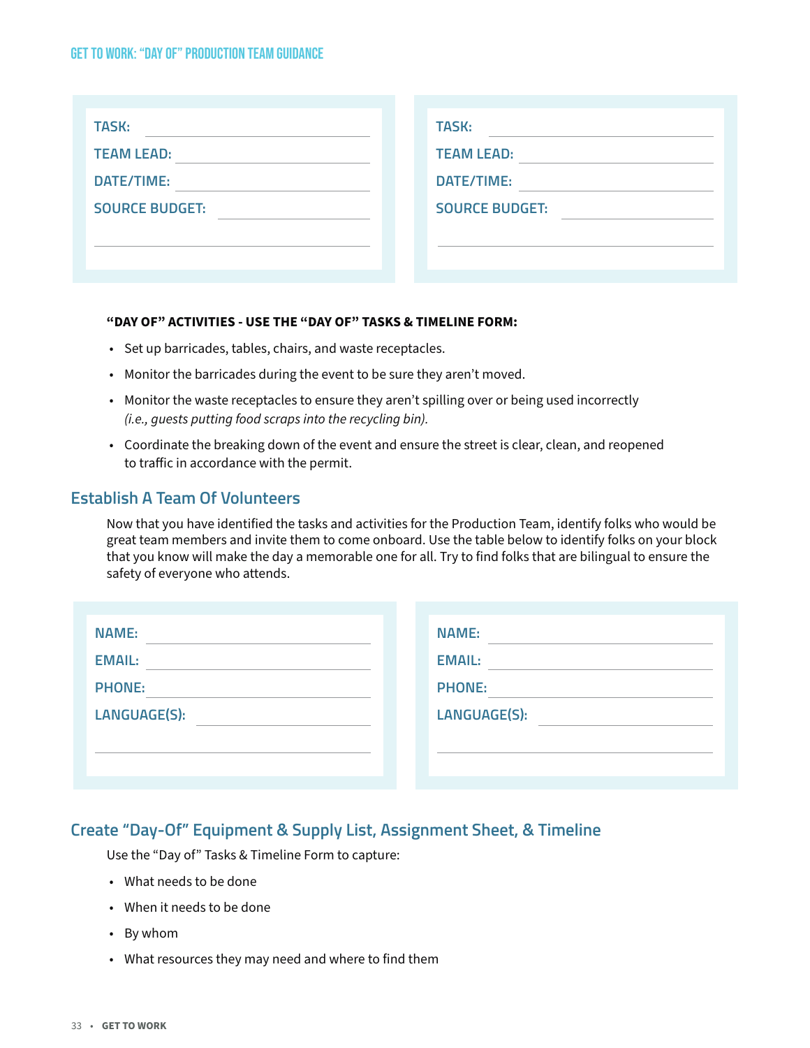| TASK: | |
|---|---|
| TEAM LEAD: | |
| DATE/TIME: | |
| SOURCE BUDGET: | |

| TASK: | |
|---|---|
| TEAM LEAD: | |
| DATE/TIME: | |
| SOURCE BUDGET: | |

**"DAY OF" ACTIVITIES - USE THE "DAY OF" TASKS & TIMELINE FORM:**

- Set up barricades, tables, chairs, and waste receptacles.
- Monitor the barricades during the event to be sure they aren't moved.
- Monitor the waste receptacles to ensure they aren't spilling over or being used incorrectly *(i.e., guests putting food scraps into the recycling bin).*
- Coordinate the breaking down of the event and ensure the street is clear, clean, and reopened to traffic in accordance with the permit.

## Establish A Team Of Volunteers

Now that you have identified the tasks and activities for the Production Team, identify folks who would be great team members and invite them to come onboard. Use the table below to identify folks on your block that you know will make the day a memorable one for all. Try to find folks that are bilingual to ensure the safety of everyone who attends.

| NAME: | |
|---|---|
| EMAIL: | |
| PHONE: | |
| LANGUAGE(S): | |

| NAME: | |
|---|---|
| EMAIL: | |
| PHONE: | |
| LANGUAGE(S): | |

## Create "Day-Of" Equipment & Supply List, Assignment Sheet, & Timeline

Use the "Day of" Tasks & Timeline Form to capture:

- What needs to be done
- When it needs to be done
- By whom
- What resources they may need and where to find them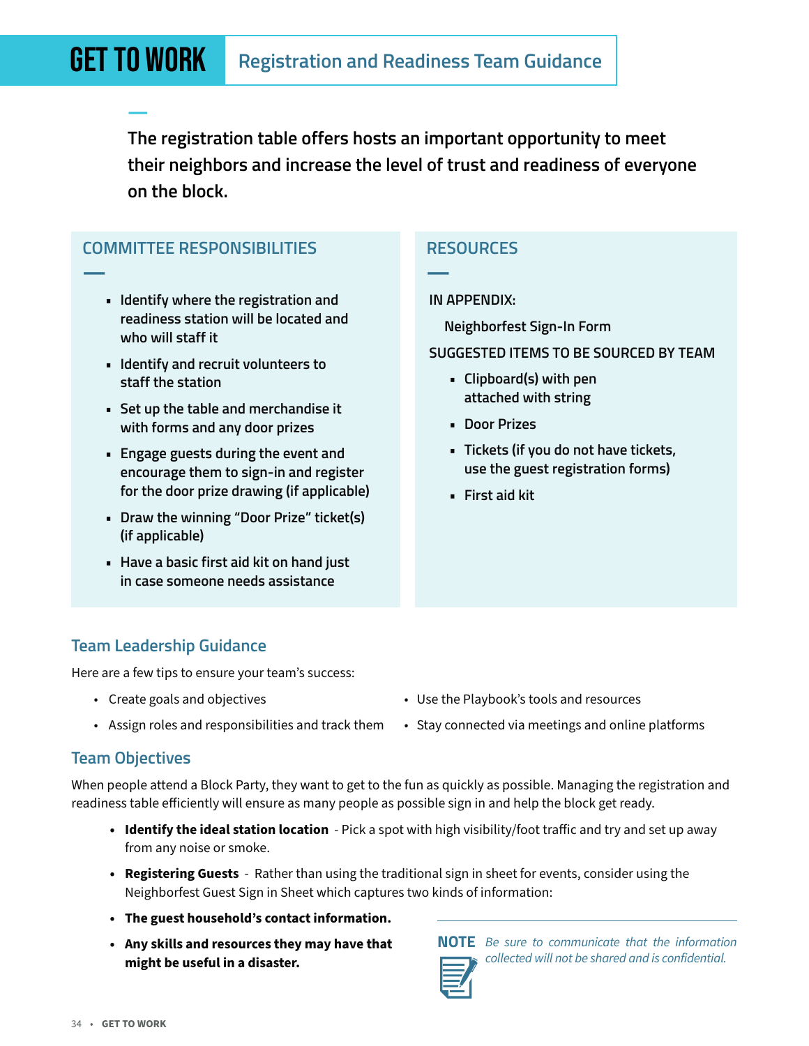# GET TO WORK

## Registration and Readiness Team Guidance

**The registration table offers hosts an important opportunity to meet their neighbors and increase the level of trust and readiness of everyone on the block.**

### COMMITTEE RESPONSIBILITIES

- Identify where the registration and readiness station will be located and who will staff it
- Identify and recruit volunteers to staff the station
- Set up the table and merchandise it with forms and any door prizes
- Engage guests during the event and encourage them to sign-in and register for the door prize drawing (if applicable)
- Draw the winning "Door Prize" ticket(s) (if applicable)
- Have a basic first aid kit on hand just in case someone needs assistance

### RESOURCES

IN APPENDIX:

Neighborfest Sign-In Form

SUGGESTED ITEMS TO BE SOURCED BY TEAM

- Clipboard(s) with pen attached with string
- Door Prizes
- Tickets (if you do not have tickets, use the guest registration forms)
- First aid kit

### Team Leadership Guidance

Here are a few tips to ensure your team's success:

- Create goals and objectives
- Assign roles and responsibilities and track them
- Use the Playbook's tools and resources
- Stay connected via meetings and online platforms

### Team Objectives

When people attend a Block Party, they want to get to the fun as quickly as possible. Managing the registration and readiness table efficiently will ensure as many people as possible sign in and help the block get ready.

- **Identify the ideal station location** - Pick a spot with high visibility/foot traffic and try and set up away from any noise or smoke.
- **Registering Guests** - Rather than using the traditional sign in sheet for events, consider using the Neighborfest Guest Sign in Sheet which captures two kinds of information:
- **The guest household's contact information.**
- **Any skills and resources they may have that might be useful in a disaster.**

**NOTE** *Be sure to communicate that the information collected will not be shared and is confidential.*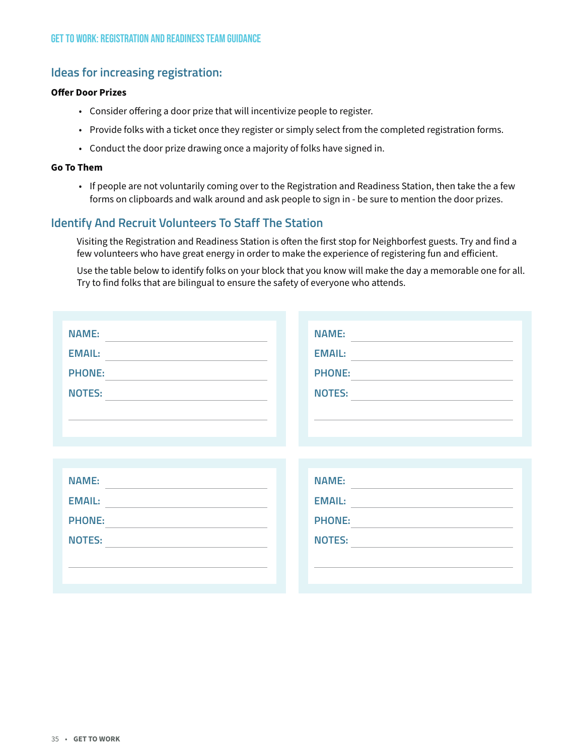## Ideas for increasing registration:

**Offer Door Prizes**

- Consider offering a door prize that will incentivize people to register.
- Provide folks with a ticket once they register or simply select from the completed registration forms.
- Conduct the door prize drawing once a majority of folks have signed in.

**Go To Them**

- If people are not voluntarily coming over to the Registration and Readiness Station, then take the a few forms on clipboards and walk around and ask people to sign in - be sure to mention the door prizes.

## Identify And Recruit Volunteers To Staff The Station

Visiting the Registration and Readiness Station is often the first stop for Neighborfest guests. Try and find a few volunteers who have great energy in order to make the experience of registering fun and efficient.

Use the table below to identify folks on your block that you know will make the day a memorable one for all. Try to find folks that are bilingual to ensure the safety of everyone who attends.

NAME: ____________________
EMAIL: ____________________
PHONE: ____________________
NOTES: ____________________
____________________

NAME: ____________________
EMAIL: ____________________
PHONE: ____________________
NOTES: ____________________
____________________

NAME: ____________________
EMAIL: ____________________
PHONE: ____________________
NOTES: ____________________
____________________

NAME: ____________________
EMAIL: ____________________
PHONE: ____________________
NOTES: ____________________
____________________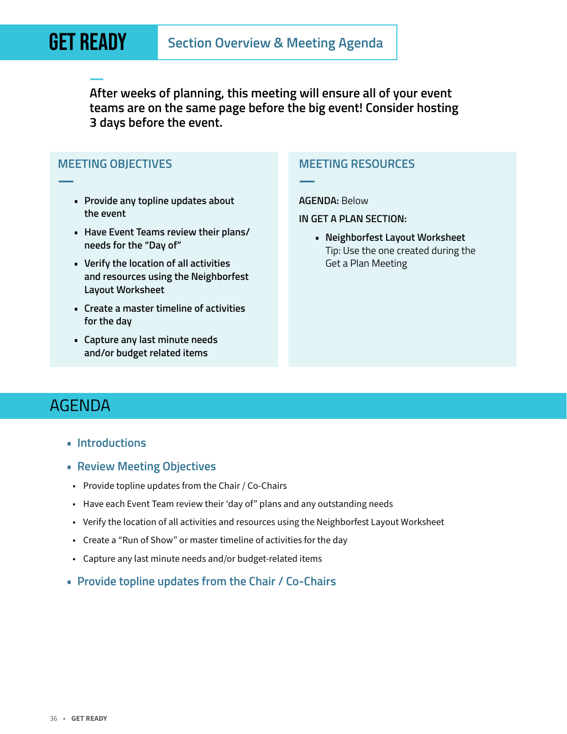# GET READY

## Section Overview & Meeting Agenda

**After weeks of planning, this meeting will ensure all of your event teams are on the same page before the big event! Consider hosting 3 days before the event.**

### MEETING OBJECTIVES

- Provide any topline updates about the event
- Have Event Teams review their plans/needs for the "Day of"
- Verify the location of all activities and resources using the Neighborfest Layout Worksheet
- Create a master timeline of activities for the day
- Capture any last minute needs and/or budget related items

### MEETING RESOURCES

**AGENDA:** Below

**IN GET A PLAN SECTION:**

- **Neighborfest Layout Worksheet**
  Tip: Use the one created during the Get a Plan Meeting

## AGENDA

- **Introductions**
- **Review Meeting Objectives**
  - Provide topline updates from the Chair / Co-Chairs
  - Have each Event Team review their 'day of" plans and any outstanding needs
  - Verify the location of all activities and resources using the Neighborfest Layout Worksheet
  - Create a "Run of Show" or master timeline of activities for the day
  - Capture any last minute needs and/or budget-related items
- **Provide topline updates from the Chair / Co-Chairs**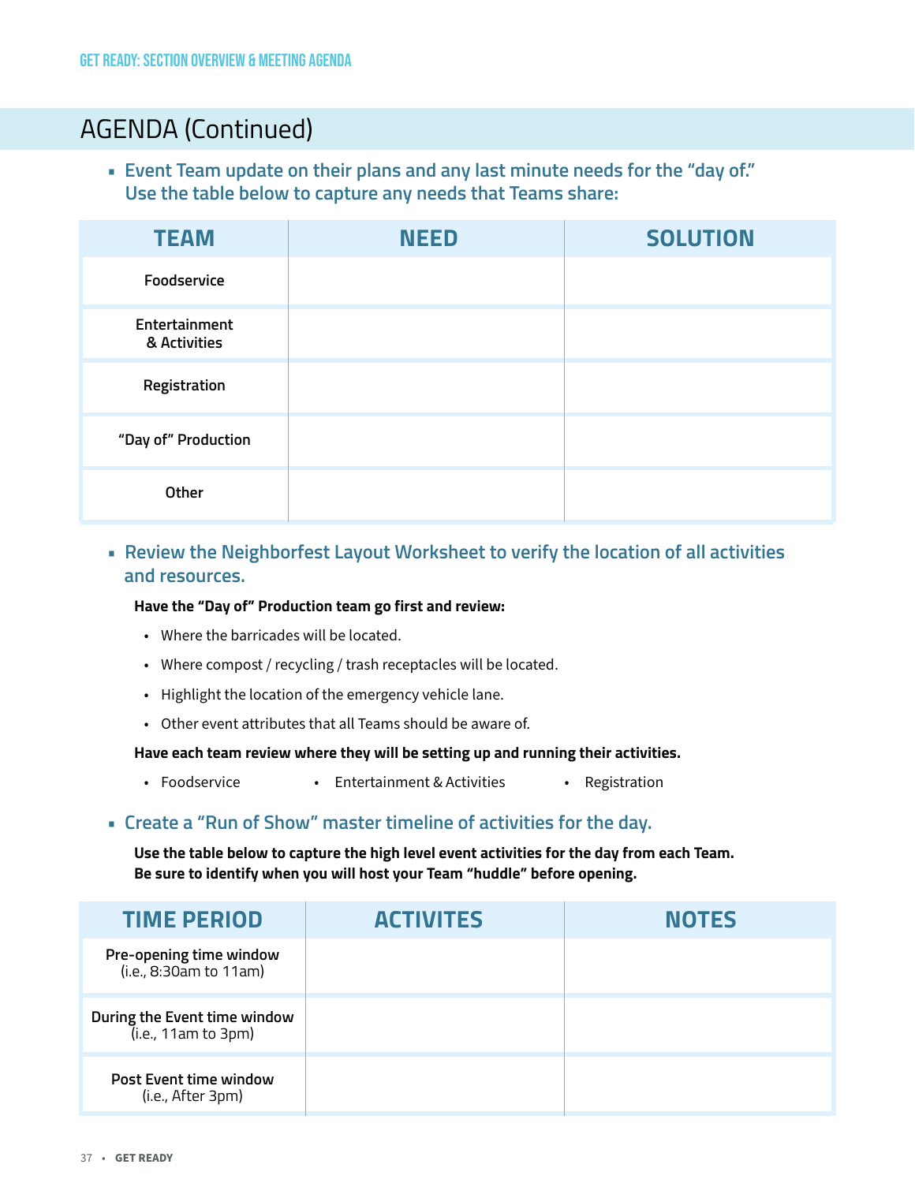## AGENDA (Continued)

- **Event Team update on their plans and any last minute needs for the "day of." Use the table below to capture any needs that Teams share:**

| TEAM | NEED | SOLUTION |
|---|---|---|
| Foodservice | | |
| Entertainment & Activities | | |
| Registration | | |
| "Day of" Production | | |
| Other | | |

- **Review the Neighborfest Layout Worksheet to verify the location of all activities and resources.**

**Have the "Day of" Production team go first and review:**

- Where the barricades will be located.
- Where compost / recycling / trash receptacles will be located.
- Highlight the location of the emergency vehicle lane.
- Other event attributes that all Teams should be aware of.

**Have each team review where they will be setting up and running their activities.**

- Foodservice
- Entertainment & Activities
- Registration

- **Create a "Run of Show" master timeline of activities for the day.**

**Use the table below to capture the high level event activities for the day from each Team. Be sure to identify when you will host your Team "huddle" before opening.**

| TIME PERIOD | ACTIVITES | NOTES |
|---|---|---|
| Pre-opening time window (i.e., 8:30am to 11am) | | |
| During the Event time window (i.e., 11am to 3pm) | | |
| Post Event time window (i.e., After 3pm) | | |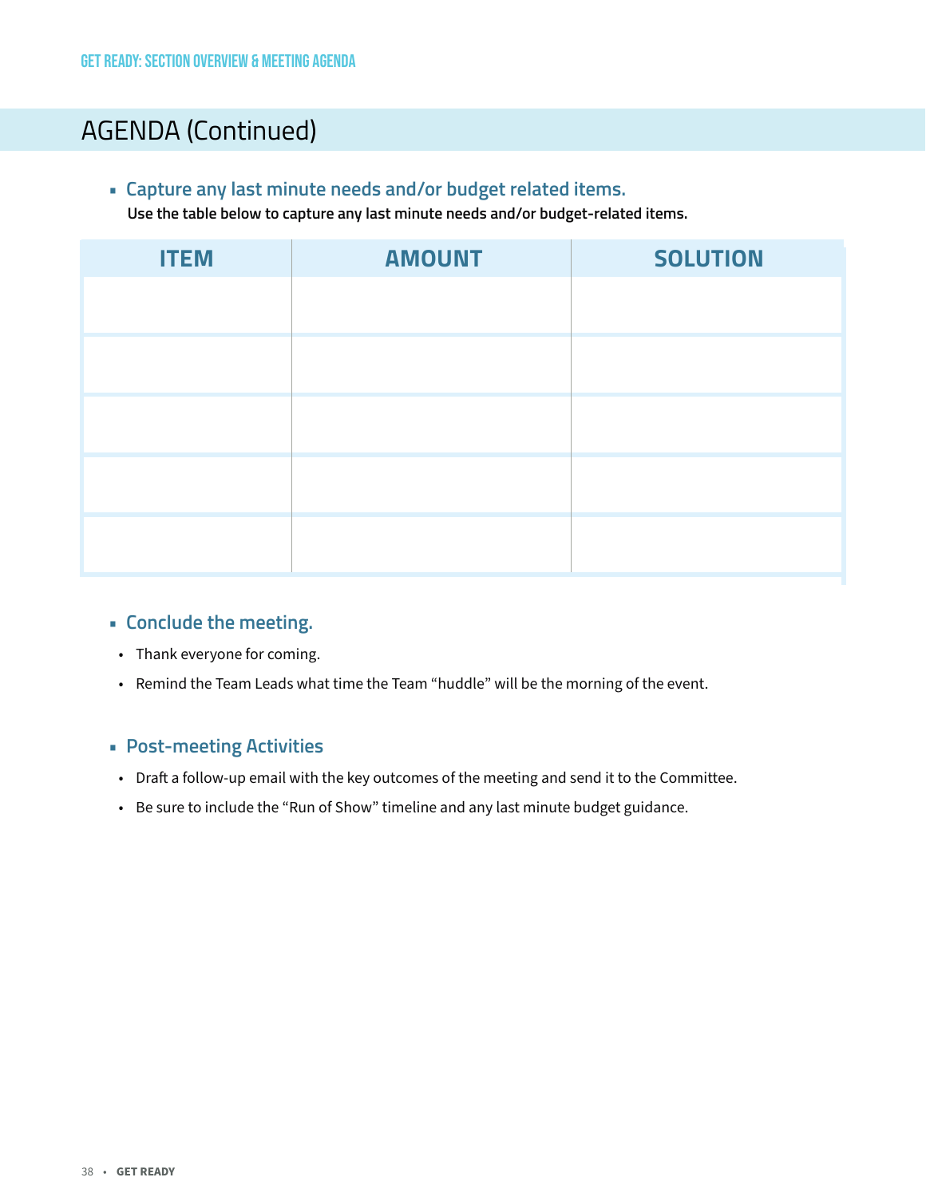## AGENDA (Continued)

- **Capture any last minute needs and/or budget related items.**

  **Use the table below to capture any last minute needs and/or budget-related items.**

| ITEM | AMOUNT | SOLUTION |
|---|---|---|
| | | |
| | | |
| | | |
| | | |
| | | |

- **Conclude the meeting.**
  - Thank everyone for coming.
  - Remind the Team Leads what time the Team "huddle" will be the morning of the event.

- **Post-meeting Activities**
  - Draft a follow-up email with the key outcomes of the meeting and send it to the Committee.
  - Be sure to include the "Run of Show" timeline and any last minute budget guidance.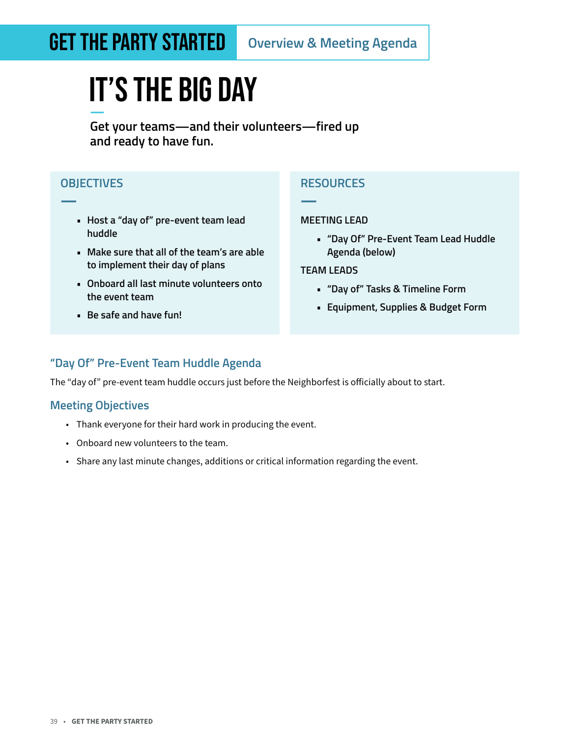GET THE PARTY STARTED | Overview & Meeting Agenda

# IT'S THE BIG DAY

**Get your teams—and their volunteers—fired up and ready to have fun.**

## OBJECTIVES

- Host a "day of" pre-event team lead huddle
- Make sure that all of the team's are able to implement their day of plans
- Onboard all last minute volunteers onto the event team
- Be safe and have fun!

## RESOURCES

MEETING LEAD

- "Day Of" Pre-Event Team Lead Huddle Agenda (below)

TEAM LEADS

- "Day of" Tasks & Timeline Form
- Equipment, Supplies & Budget Form

## "Day Of" Pre-Event Team Huddle Agenda

The "day of" pre-event team huddle occurs just before the Neighborfest is officially about to start.

### Meeting Objectives

- Thank everyone for their hard work in producing the event.
- Onboard new volunteers to the team.
- Share any last minute changes, additions or critical information regarding the event.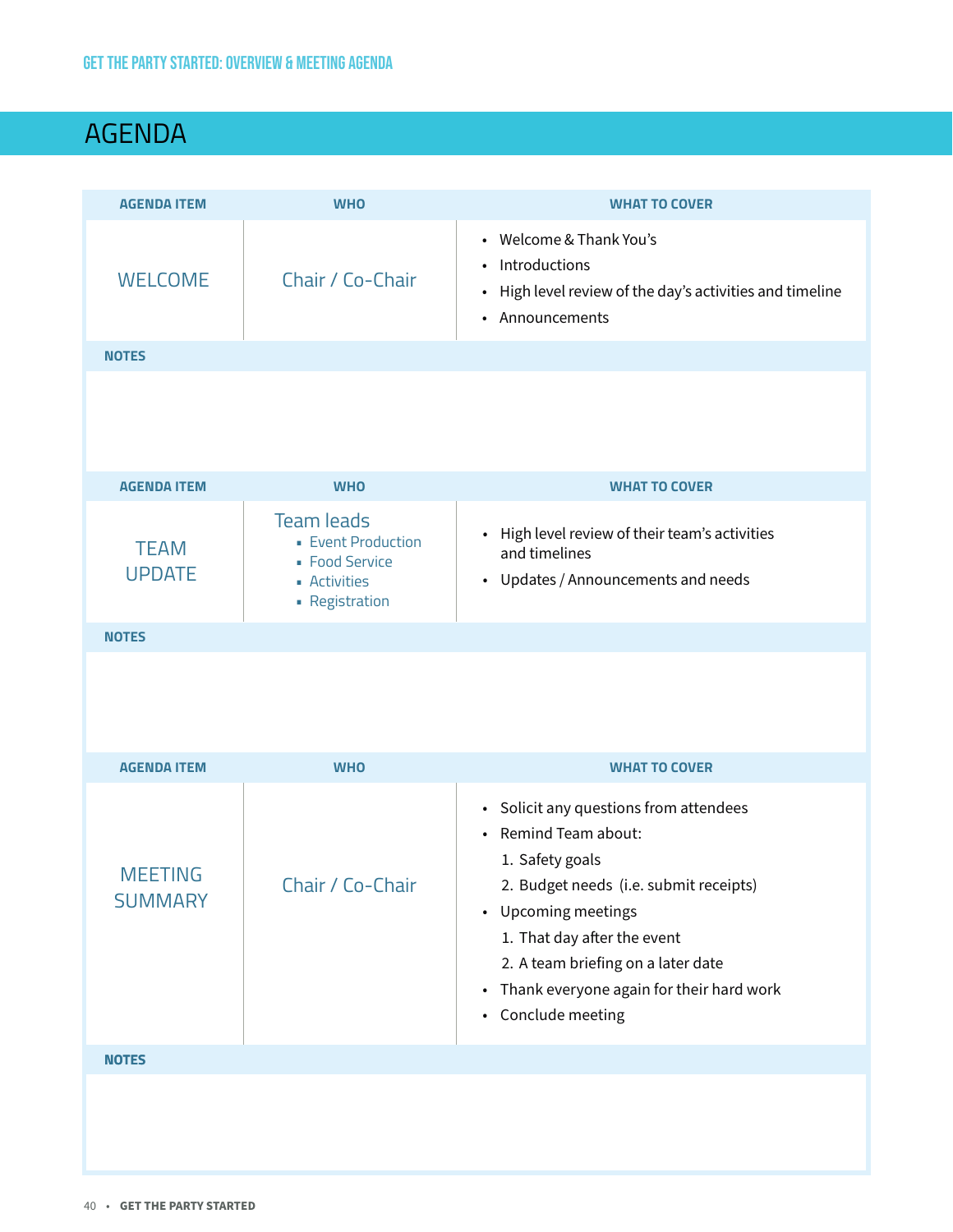## AGENDA

| AGENDA ITEM | WHO | WHAT TO COVER |
|---|---|---|
| WELCOME | Chair / Co-Chair | • Welcome & Thank You's<br>• Introductions<br>• High level review of the day's activities and timeline<br>• Announcements |

**NOTES**

| AGENDA ITEM | WHO | WHAT TO COVER |
|---|---|---|
| TEAM UPDATE | Team leads<br>▪ Event Production<br>▪ Food Service<br>▪ Activities<br>▪ Registration | • High level review of their team's activities and timelines<br>• Updates / Announcements and needs |

**NOTES**

| AGENDA ITEM | WHO | WHAT TO COVER |
|---|---|---|
| MEETING SUMMARY | Chair / Co-Chair | • Solicit any questions from attendees<br>• Remind Team about:<br>1. Safety goals<br>2. Budget needs (i.e. submit receipts)<br>• Upcoming meetings<br>1. That day after the event<br>2. A team briefing on a later date<br>• Thank everyone again for their hard work<br>• Conclude meeting |

**NOTES**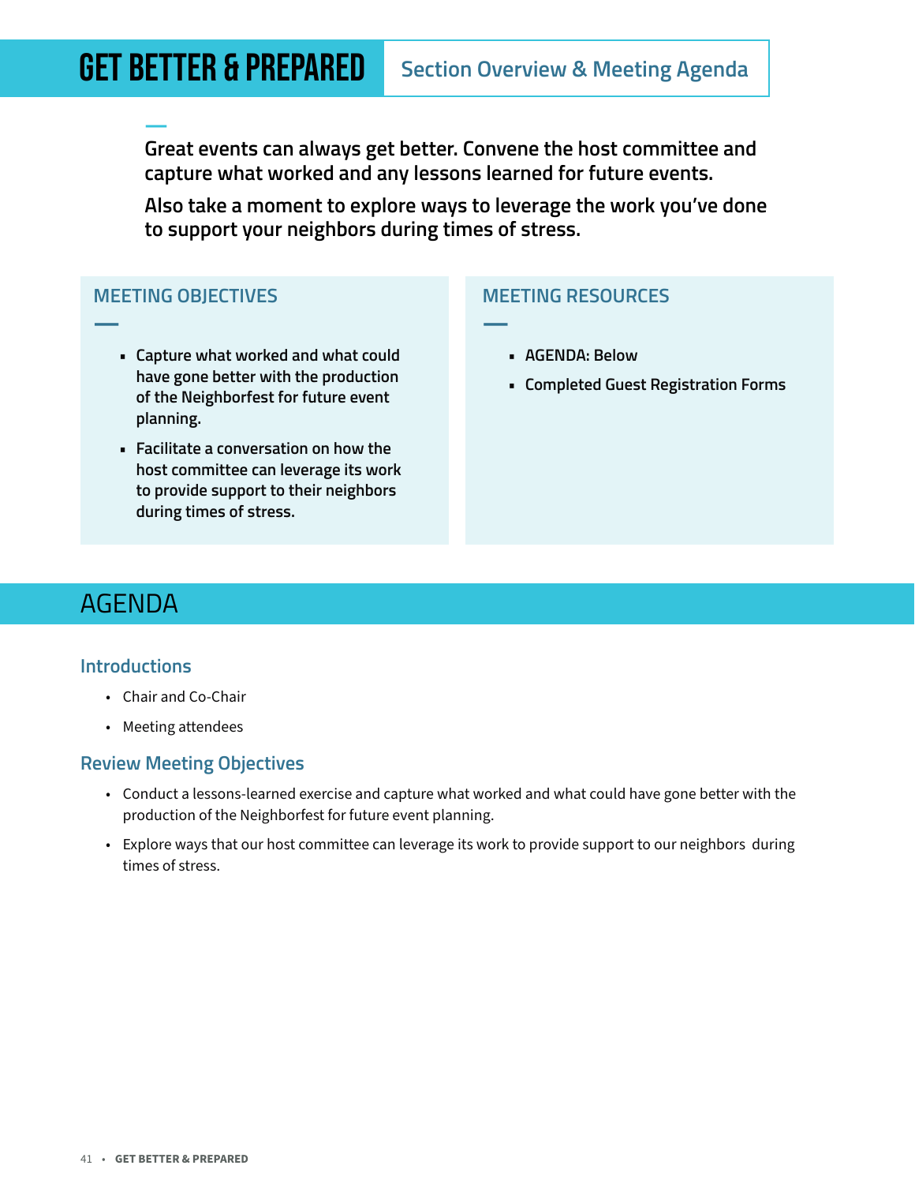# GET BETTER & PREPARED

## Section Overview & Meeting Agenda

**Great events can always get better. Convene the host committee and capture what worked and any lessons learned for future events.**

**Also take a moment to explore ways to leverage the work you've done to support your neighbors during times of stress.**

### MEETING OBJECTIVES

- **Capture what worked and what could have gone better with the production of the Neighborfest for future event planning.**
- **Facilitate a conversation on how the host committee can leverage its work to provide support to their neighbors during times of stress.**

### MEETING RESOURCES

- **AGENDA: Below**
- **Completed Guest Registration Forms**

## AGENDA

### Introductions

- Chair and Co-Chair
- Meeting attendees

### Review Meeting Objectives

- Conduct a lessons-learned exercise and capture what worked and what could have gone better with the production of the Neighborfest for future event planning.
- Explore ways that our host committee can leverage its work to provide support to our neighbors during times of stress.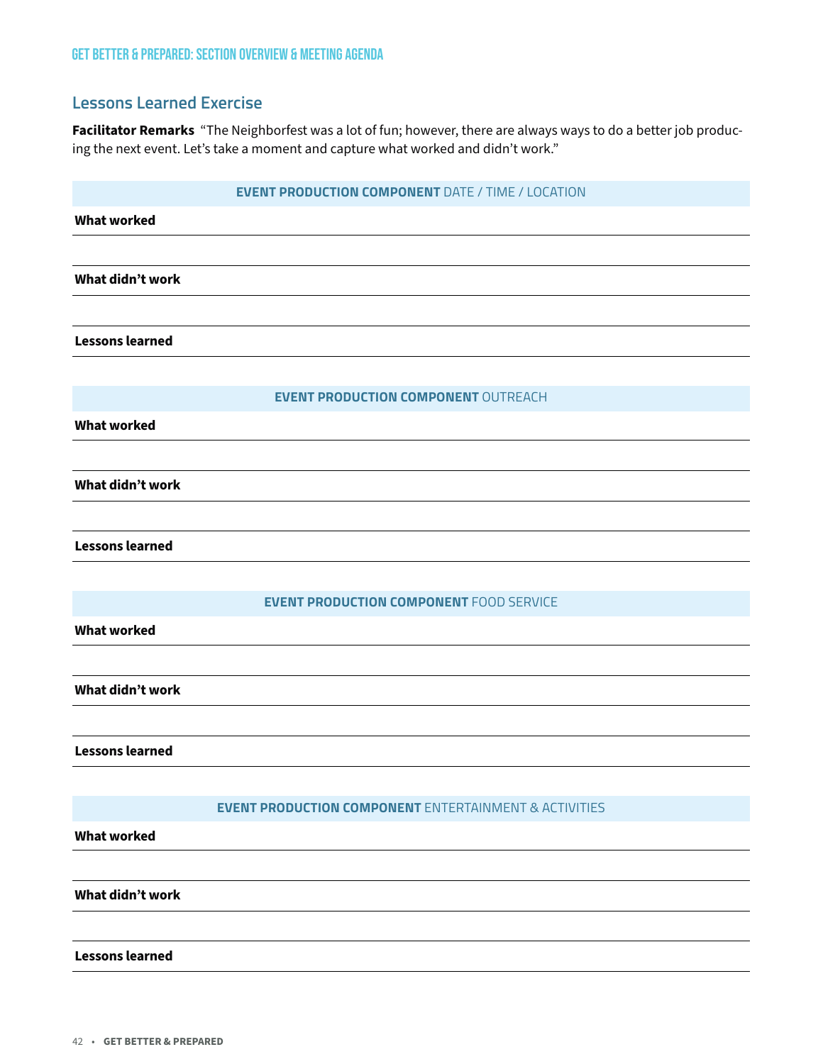## Lessons Learned Exercise

**Facilitator Remarks** "The Neighborfest was a lot of fun; however, there are always ways to do a better job producing the next event. Let's take a moment and capture what worked and didn't work."

### EVENT PRODUCTION COMPONENT DATE / TIME / LOCATION

**What worked**

**What didn't work**

**Lessons learned**

### EVENT PRODUCTION COMPONENT OUTREACH

**What worked**

**What didn't work**

**Lessons learned**

### EVENT PRODUCTION COMPONENT FOOD SERVICE

**What worked**

**What didn't work**

**Lessons learned**

### EVENT PRODUCTION COMPONENT ENTERTAINMENT & ACTIVITIES

**What worked**

**What didn't work**

**Lessons learned**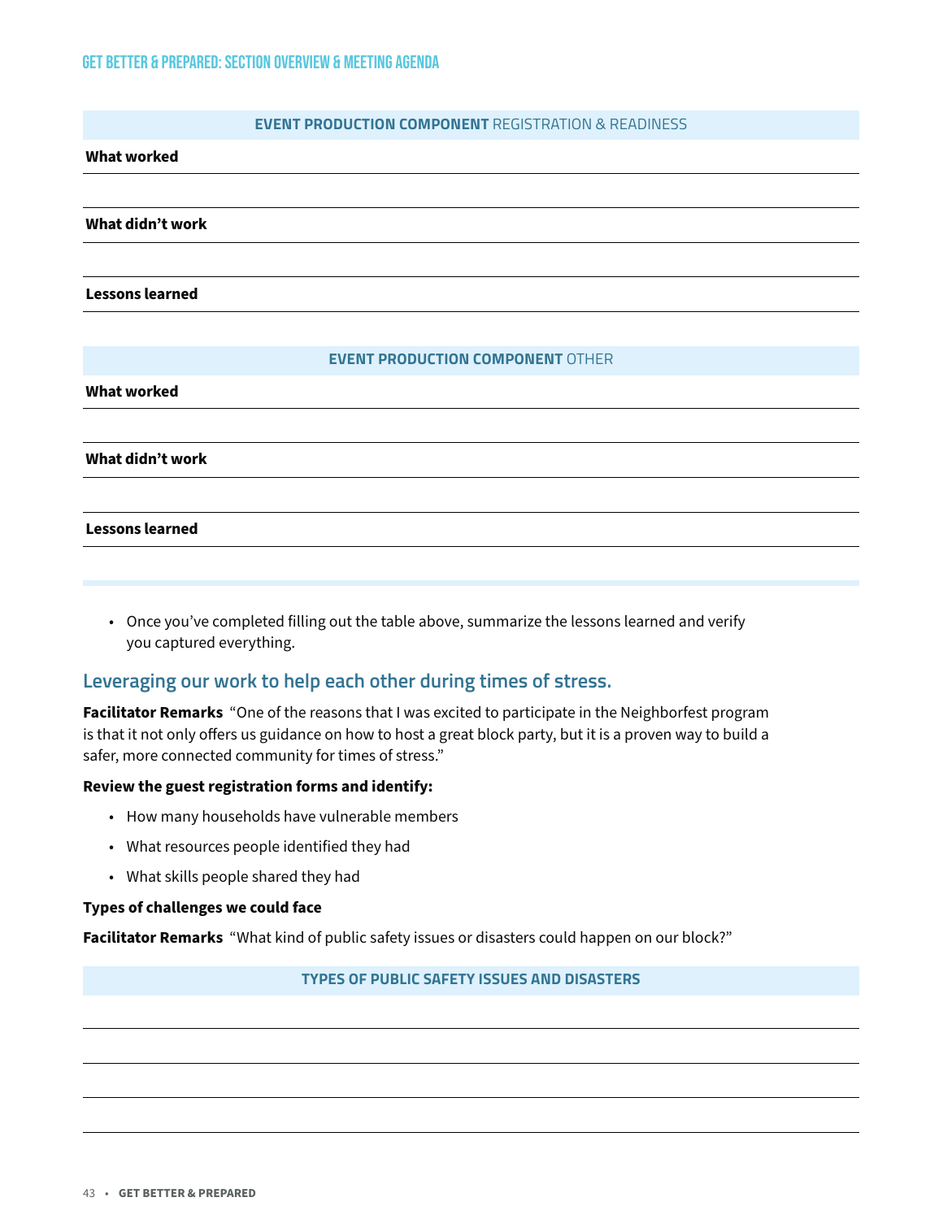| **EVENT PRODUCTION COMPONENT** REGISTRATION & READINESS |
|---|
| **What worked** |
| |
| **What didn't work** |
| |
| **Lessons learned** |
| |

| **EVENT PRODUCTION COMPONENT** OTHER |
|---|
| **What worked** |
| |
| **What didn't work** |
| |
| **Lessons learned** |
| |

- Once you've completed filling out the table above, summarize the lessons learned and verify you captured everything.

## Leveraging our work to help each other during times of stress.

**Facilitator Remarks** "One of the reasons that I was excited to participate in the Neighborfest program is that it not only offers us guidance on how to host a great block party, but it is a proven way to build a safer, more connected community for times of stress."

**Review the guest registration forms and identify:**

- How many households have vulnerable members
- What resources people identified they had
- What skills people shared they had

**Types of challenges we could face**

**Facilitator Remarks** "What kind of public safety issues or disasters could happen on our block?"

| TYPES OF PUBLIC SAFETY ISSUES AND DISASTERS |
|---|
| |
| |
| |
| |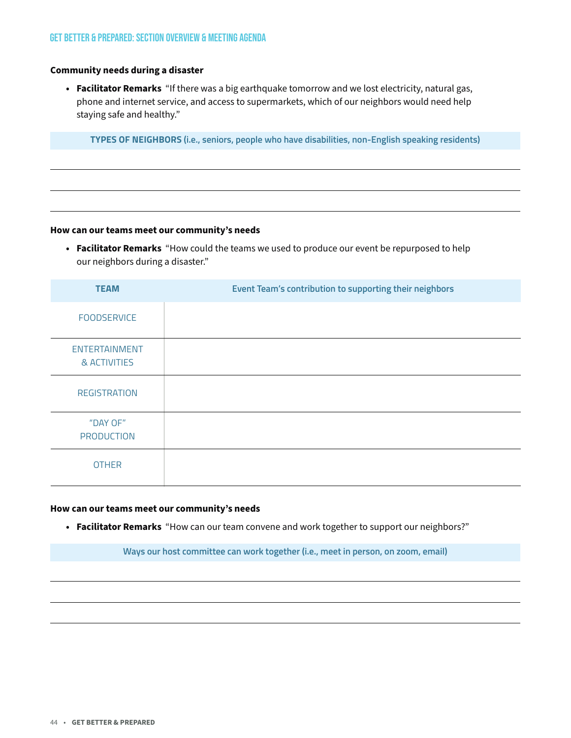**Community needs during a disaster**

- **Facilitator Remarks** "If there was a big earthquake tomorrow and we lost electricity, natural gas, phone and internet service, and access to supermarkets, which of our neighbors would need help staying safe and healthy."

| **TYPES OF NEIGHBORS** (i.e., seniors, people who have disabilities, non-English speaking residents) |
|---|
| |
| |
| |

**How can our teams meet our community's needs**

- **Facilitator Remarks** "How could the teams we used to produce our event be repurposed to help our neighbors during a disaster."

| TEAM | Event Team's contribution to supporting their neighbors |
|---|---|
| FOODSERVICE | |
| ENTERTAINMENT & ACTIVITIES | |
| REGISTRATION | |
| "DAY OF" PRODUCTION | |
| OTHER | |

**How can our teams meet our community's needs**

- **Facilitator Remarks** "How can our team convene and work together to support our neighbors?"

| Ways our host committee can work together (i.e., meet in person, on zoom, email) |
|---|
| |
| |
| |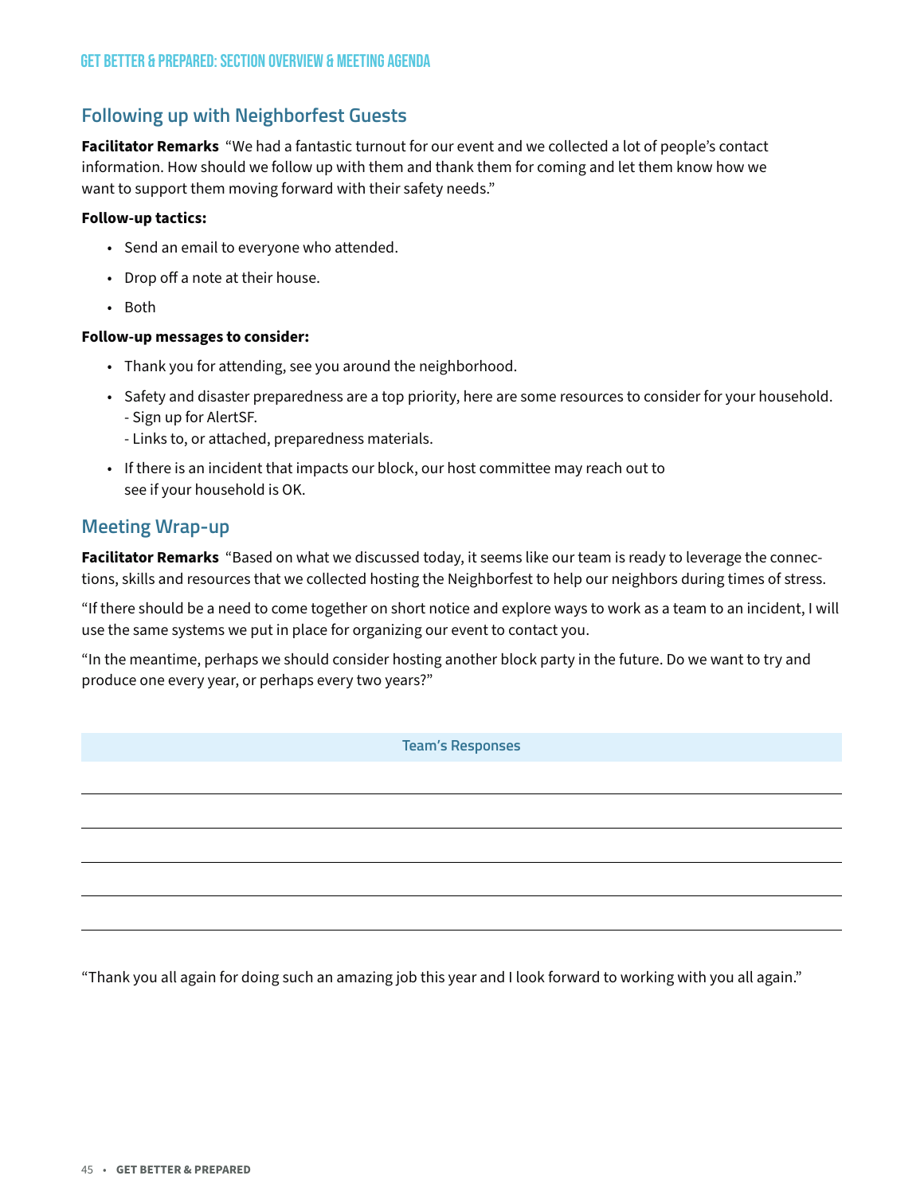## Following up with Neighborfest Guests

**Facilitator Remarks** "We had a fantastic turnout for our event and we collected a lot of people's contact information. How should we follow up with them and thank them for coming and let them know how we want to support them moving forward with their safety needs."

**Follow-up tactics:**

- Send an email to everyone who attended.
- Drop off a note at their house.
- Both

**Follow-up messages to consider:**

- Thank you for attending, see you around the neighborhood.
- Safety and disaster preparedness are a top priority, here are some resources to consider for your household.
  - Sign up for AlertSF.
  - Links to, or attached, preparedness materials.
- If there is an incident that impacts our block, our host committee may reach out to see if your household is OK.

## Meeting Wrap-up

**Facilitator Remarks** "Based on what we discussed today, it seems like our team is ready to leverage the connections, skills and resources that we collected hosting the Neighborfest to help our neighbors during times of stress.

"If there should be a need to come together on short notice and explore ways to work as a team to an incident, I will use the same systems we put in place for organizing our event to contact you.

"In the meantime, perhaps we should consider hosting another block party in the future. Do we want to try and produce one every year, or perhaps every two years?"

| Team's Responses |
| --- |
| |
| |
| |
| |
| |

"Thank you all again for doing such an amazing job this year and I look forward to working with you all again."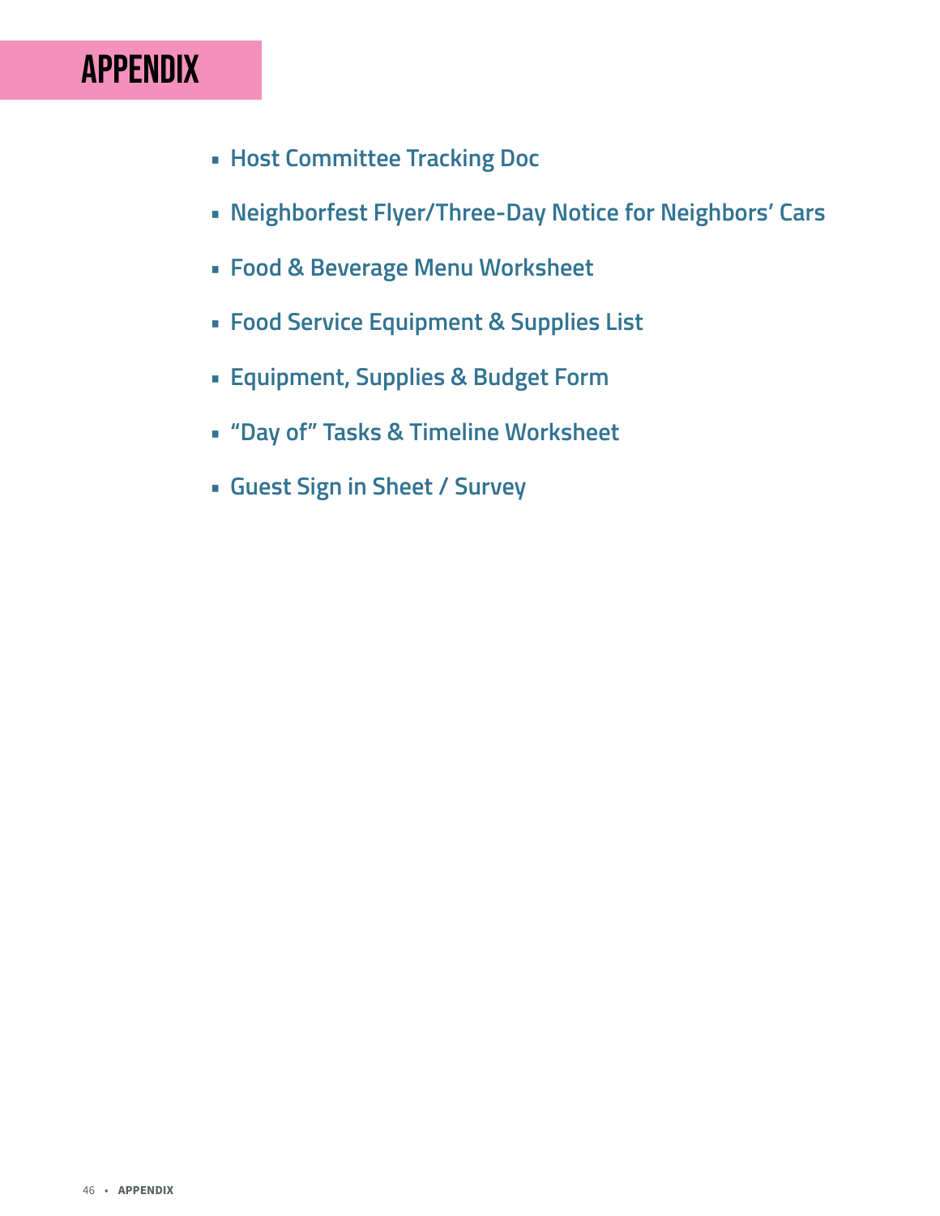# APPENDIX

- **Host Committee Tracking Doc**
- **Neighborfest Flyer/Three-Day Notice for Neighbors' Cars**
- **Food & Beverage Menu Worksheet**
- **Food Service Equipment & Supplies List**
- **Equipment, Supplies & Budget Form**
- **"Day of" Tasks & Timeline Worksheet**
- **Guest Sign in Sheet / Survey**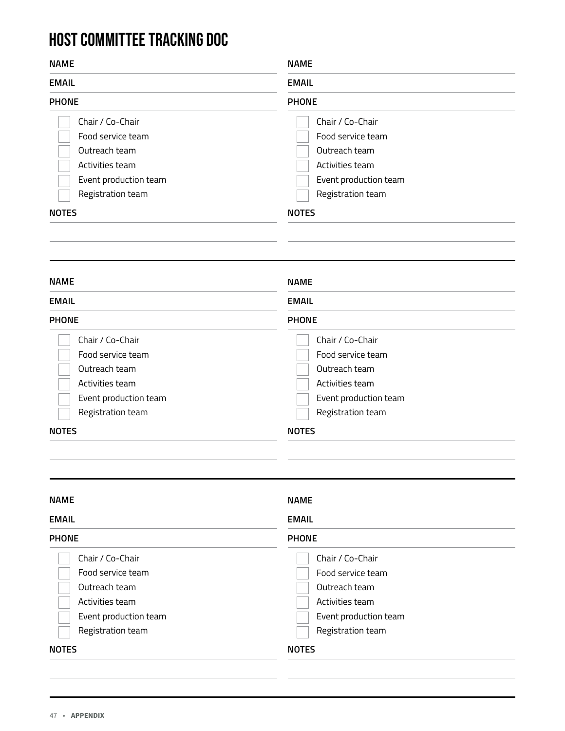# HOST COMMITTEE TRACKING DOC

**NAME**

**EMAIL**

**PHONE**

- [ ] Chair / Co-Chair
- [ ] Food service team
- [ ] Outreach team
- [ ] Activities team
- [ ] Event production team
- [ ] Registration team

**NOTES**

---

**NAME**

**EMAIL**

**PHONE**

- [ ] Chair / Co-Chair
- [ ] Food service team
- [ ] Outreach team
- [ ] Activities team
- [ ] Event production team
- [ ] Registration team

**NOTES**

---

**NAME**

**EMAIL**

**PHONE**

- [ ] Chair / Co-Chair
- [ ] Food service team
- [ ] Outreach team
- [ ] Activities team
- [ ] Event production team
- [ ] Registration team

**NOTES**

---

**NAME**

**EMAIL**

**PHONE**

- [ ] Chair / Co-Chair
- [ ] Food service team
- [ ] Outreach team
- [ ] Activities team
- [ ] Event production team
- [ ] Registration team

**NOTES**

---

**NAME**

**EMAIL**

**PHONE**

- [ ] Chair / Co-Chair
- [ ] Food service team
- [ ] Outreach team
- [ ] Activities team
- [ ] Event production team
- [ ] Registration team

**NOTES**

---

**NAME**

**EMAIL**

**PHONE**

- [ ] Chair / Co-Chair
- [ ] Food service team
- [ ] Outreach team
- [ ] Activities team
- [ ] Event production team
- [ ] Registration team

**NOTES**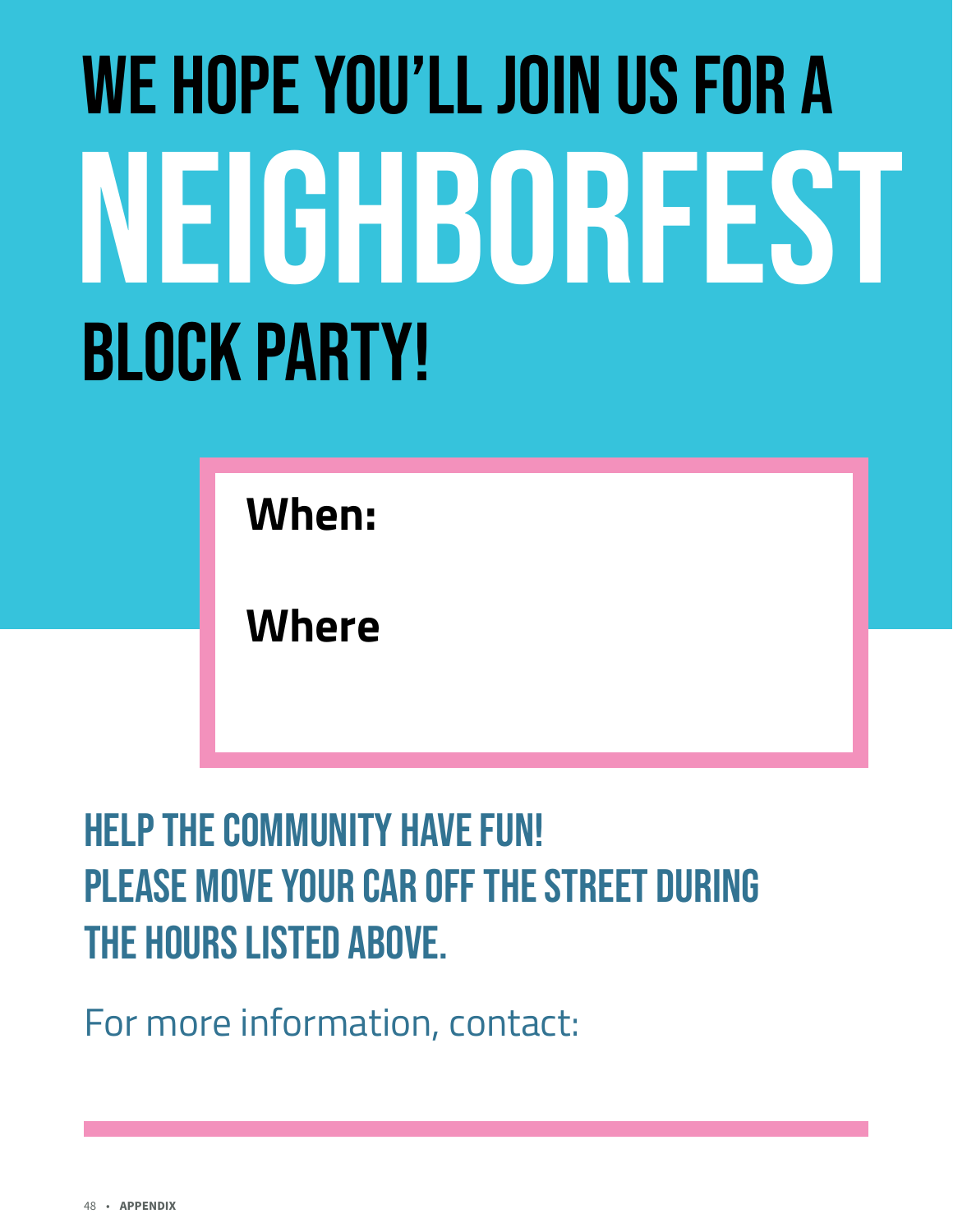# WE HOPE YOU'LL JOIN US FOR A NEIGHBORFEST BLOCK PARTY!

**When:**

**Where**

## HELP THE COMMUNITY HAVE FUN! PLEASE MOVE YOUR CAR OFF THE STREET DURING THE HOURS LISTED ABOVE.

For more information, contact: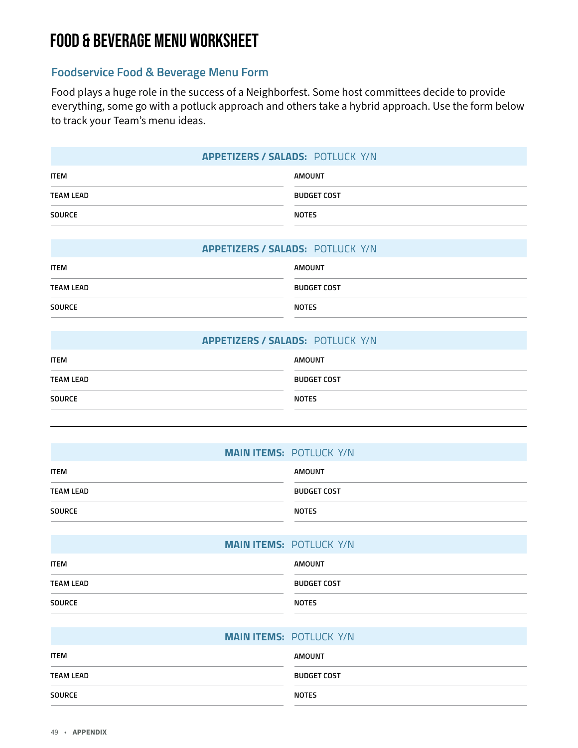# FOOD & BEVERAGE MENU WORKSHEET

## Foodservice Food & Beverage Menu Form

Food plays a huge role in the success of a Neighborfest. Some host committees decide to provide everything, some go with a potluck approach and others take a hybrid approach. Use the form below to track your Team's menu ideas.

| **APPETIZERS / SALADS:** POTLUCK Y/N | |
|---|---|
| ITEM | AMOUNT |
| TEAM LEAD | BUDGET COST |
| SOURCE | NOTES |

| **APPETIZERS / SALADS:** POTLUCK Y/N | |
|---|---|
| ITEM | AMOUNT |
| TEAM LEAD | BUDGET COST |
| SOURCE | NOTES |

| **APPETIZERS / SALADS:** POTLUCK Y/N | |
|---|---|
| ITEM | AMOUNT |
| TEAM LEAD | BUDGET COST |
| SOURCE | NOTES |

---

| **MAIN ITEMS:** POTLUCK Y/N | |
|---|---|
| ITEM | AMOUNT |
| TEAM LEAD | BUDGET COST |
| SOURCE | NOTES |

| **MAIN ITEMS:** POTLUCK Y/N | |
|---|---|
| ITEM | AMOUNT |
| TEAM LEAD | BUDGET COST |
| SOURCE | NOTES |

| **MAIN ITEMS:** POTLUCK Y/N | |
|---|---|
| ITEM | AMOUNT |
| TEAM LEAD | BUDGET COST |
| SOURCE | NOTES |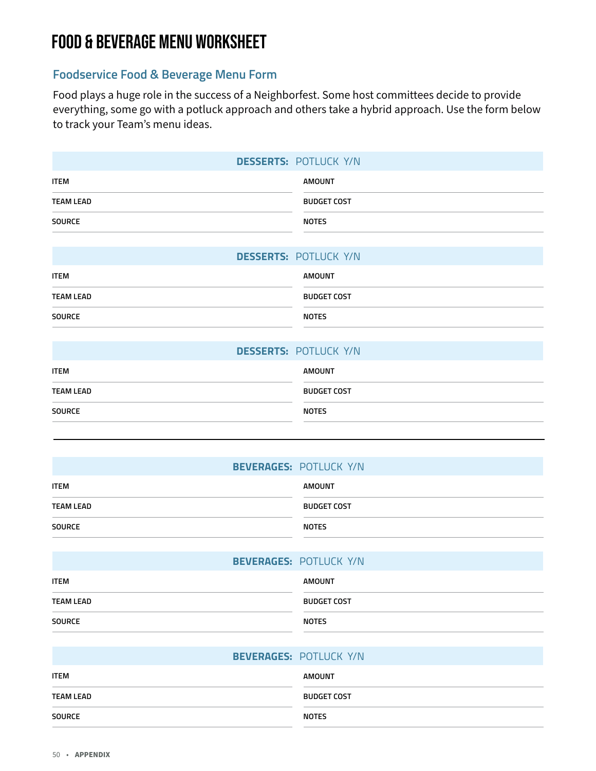# FOOD & BEVERAGE MENU WORKSHEET

## Foodservice Food & Beverage Menu Form

Food plays a huge role in the success of a Neighborfest. Some host committees decide to provide everything, some go with a potluck approach and others take a hybrid approach. Use the form below to track your Team's menu ideas.

| **DESSERTS:** POTLUCK Y/N | |
|---|---|
| ITEM | AMOUNT |
| TEAM LEAD | BUDGET COST |
| SOURCE | NOTES |

| **DESSERTS:** POTLUCK Y/N | |
|---|---|
| ITEM | AMOUNT |
| TEAM LEAD | BUDGET COST |
| SOURCE | NOTES |

| **DESSERTS:** POTLUCK Y/N | |
|---|---|
| ITEM | AMOUNT |
| TEAM LEAD | BUDGET COST |
| SOURCE | NOTES |

---

| **BEVERAGES:** POTLUCK Y/N | |
|---|---|
| ITEM | AMOUNT |
| TEAM LEAD | BUDGET COST |
| SOURCE | NOTES |

| **BEVERAGES:** POTLUCK Y/N | |
|---|---|
| ITEM | AMOUNT |
| TEAM LEAD | BUDGET COST |
| SOURCE | NOTES |

| **BEVERAGES:** POTLUCK Y/N | |
|---|---|
| ITEM | AMOUNT |
| TEAM LEAD | BUDGET COST |
| SOURCE | NOTES |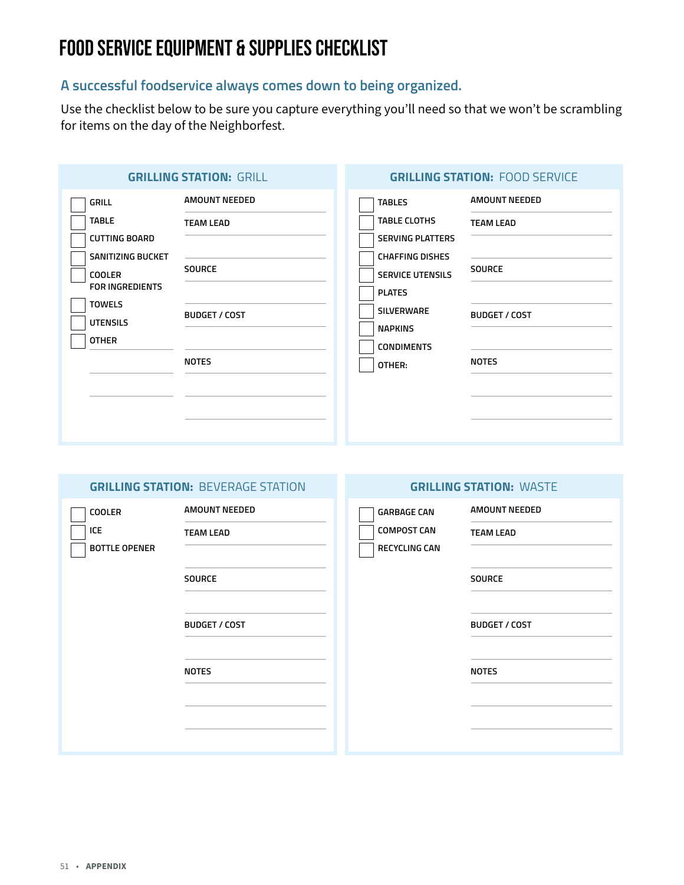# FOOD SERVICE EQUIPMENT & SUPPLIES CHECKLIST

## A successful foodservice always comes down to being organized.

Use the checklist below to be sure you capture everything you'll need so that we won't be scrambling for items on the day of the Neighborfest.

### GRILLING STATION: GRILL

- [ ] GRILL
- [ ] TABLE
- [ ] CUTTING BOARD
- [ ] SANITIZING BUCKET
- [ ] COOLER FOR INGREDIENTS
- [ ] TOWELS
- [ ] UTENSILS
- [ ] OTHER

AMOUNT NEEDED

TEAM LEAD

SOURCE

BUDGET / COST

NOTES

### GRILLING STATION: FOOD SERVICE

- [ ] TABLES
- [ ] TABLE CLOTHS
- [ ] SERVING PLATTERS
- [ ] CHAFFING DISHES
- [ ] SERVICE UTENSILS
- [ ] PLATES
- [ ] SILVERWARE
- [ ] NAPKINS
- [ ] CONDIMENTS
- [ ] OTHER:

AMOUNT NEEDED

TEAM LEAD

SOURCE

BUDGET / COST

NOTES

### GRILLING STATION: BEVERAGE STATION

- [ ] COOLER
- [ ] ICE
- [ ] BOTTLE OPENER

AMOUNT NEEDED

TEAM LEAD

SOURCE

BUDGET / COST

NOTES

### GRILLING STATION: WASTE

- [ ] GARBAGE CAN
- [ ] COMPOST CAN
- [ ] RECYCLING CAN

AMOUNT NEEDED

TEAM LEAD

SOURCE

BUDGET / COST

NOTES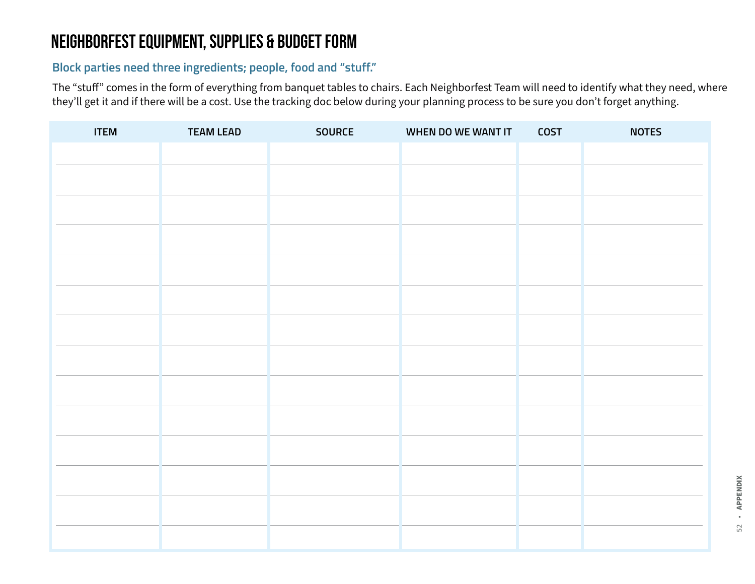# NEIGHBORFEST EQUIPMENT, SUPPLIES & BUDGET FORM

## Block parties need three ingredients; people, food and "stuff."

The "stuff" comes in the form of everything from banquet tables to chairs. Each Neighborfest Team will need to identify what they need, where they'll get it and if there will be a cost. Use the tracking doc below during your planning process to be sure you don't forget anything.

| ITEM | TEAM LEAD | SOURCE | WHEN DO WE WANT IT | COST | NOTES |
| --- | --- | --- | --- | --- | --- |
| | | | | | |
| | | | | | |
| | | | | | |
| | | | | | |
| | | | | | |
| | | | | | |
| | | | | | |
| | | | | | |
| | | | | | |
| | | | | | |
| | | | | | |
| | | | | | |
| | | | | | |
| | | | | | |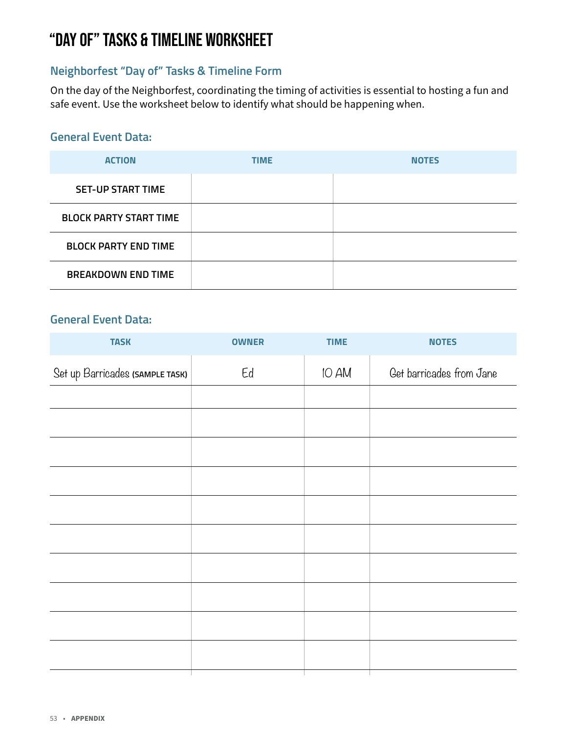# "DAY OF" TASKS & TIMELINE WORKSHEET

## Neighborfest "Day of" Tasks & Timeline Form

On the day of the Neighborfest, coordinating the timing of activities is essential to hosting a fun and safe event. Use the worksheet below to identify what should be happening when.

### General Event Data:

| ACTION | TIME | NOTES |
|---|---|---|
| SET-UP START TIME | | |
| BLOCK PARTY START TIME | | |
| BLOCK PARTY END TIME | | |
| BREAKDOWN END TIME | | |

### General Event Data:

| TASK | OWNER | TIME | NOTES |
|---|---|---|---|
| Set up Barricades **(SAMPLE TASK)** | Ed | 10 AM | Get barricades from Jane |
| | | | |
| | | | |
| | | | |
| | | | |
| | | | |
| | | | |
| | | | |
| | | | |
| | | | |
| | | | |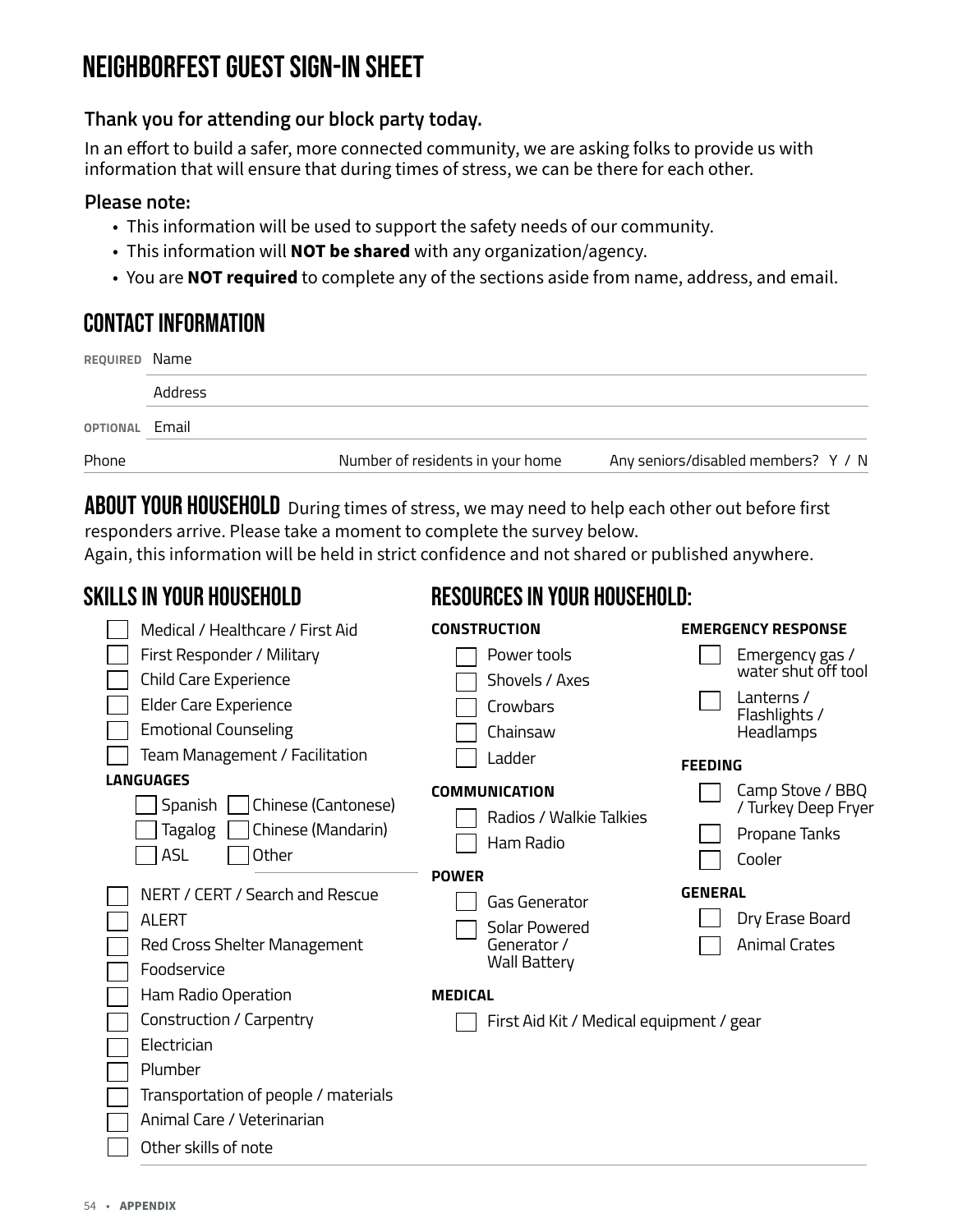# NEIGHBORFEST GUEST SIGN-IN SHEET

**Thank you for attending our block party today.**

In an effort to build a safer, more connected community, we are asking folks to provide us with information that will ensure that during times of stress, we can be there for each other.

**Please note:**

- This information will be used to support the safety needs of our community.
- This information will **NOT be shared** with any organization/agency.
- You are **NOT required** to complete any of the sections aside from name, address, and email.

## CONTACT INFORMATION

REQUIRED Name

Address

OPTIONAL Email

Phone

Number of residents in your home

Any seniors/disabled members? Y / N

## ABOUT YOUR HOUSEHOLD

During times of stress, we may need to help each other out before first responders arrive. Please take a moment to complete the survey below.

Again, this information will be held in strict confidence and not shared or published anywhere.

## SKILLS IN YOUR HOUSEHOLD

- ☐ Medical / Healthcare / First Aid
- ☐ First Responder / Military
- ☐ Child Care Experience
- ☐ Elder Care Experience
- ☐ Emotional Counseling
- ☐ Team Management / Facilitation

**LANGUAGES**

- ☐ Spanish
- ☐ Chinese (Cantonese)
- ☐ Tagalog
- ☐ Chinese (Mandarin)
- ☐ ASL
- ☐ Other

- ☐ NERT / CERT / Search and Rescue
- ☐ ALERT
- ☐ Red Cross Shelter Management
- ☐ Foodservice
- ☐ Ham Radio Operation
- ☐ Construction / Carpentry
- ☐ Electrician
- ☐ Plumber
- ☐ Transportation of people / materials
- ☐ Animal Care / Veterinarian
- ☐ Other skills of note

## RESOURCES IN YOUR HOUSEHOLD:

**CONSTRUCTION**

- ☐ Power tools
- ☐ Shovels / Axes
- ☐ Crowbars
- ☐ Chainsaw
- ☐ Ladder

**COMMUNICATION**

- ☐ Radios / Walkie Talkies
- ☐ Ham Radio

**POWER**

- ☐ Gas Generator
- ☐ Solar Powered Generator / Wall Battery

**MEDICAL**

- ☐ First Aid Kit / Medical equipment / gear

**EMERGENCY RESPONSE**

- ☐ Emergency gas / water shut off tool
- ☐ Lanterns / Flashlights / Headlamps

**FEEDING**

- ☐ Camp Stove / BBQ / Turkey Deep Fryer
- ☐ Propane Tanks
- ☐ Cooler

**GENERAL**

- ☐ Dry Erase Board
- ☐ Animal Crates